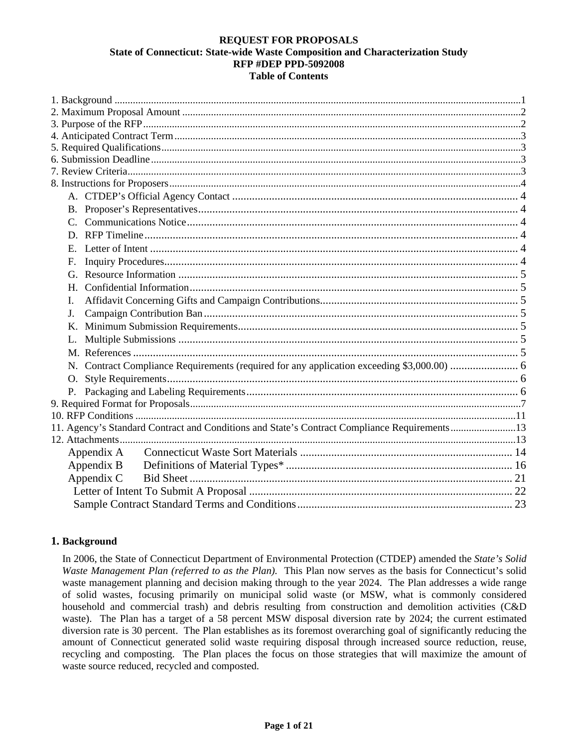**REQUEST FOR PROPOSALS**
**State of Connecticut: State-wide Waste Composition and Characterization Study**
**RFP #DEP PPD-5092008**
**Table of Contents**

1. Background ....1
2. Maximum Proposal Amount ....2
3. Purpose of the RFP ....2
4. Anticipated Contract Term ....3
5. Required Qualifications ....3
6. Submission Deadline ....3
7. Review Criteria ....3
8. Instructions for Proposers ....4
   - A. CTDEP's Official Agency Contact .... 4
   - B. Proposer's Representatives .... 4
   - C. Communications Notice .... 4
   - D. RFP Timeline .... 4
   - E. Letter of Intent .... 4
   - F. Inquiry Procedures .... 4
   - G. Resource Information .... 5
   - H. Confidential Information .... 5
   - I. Affidavit Concerning Gifts and Campaign Contributions .... 5
   - J. Campaign Contribution Ban .... 5
   - K. Minimum Submission Requirements .... 5
   - L. Multiple Submissions .... 5
   - M. References .... 5
   - N. Contract Compliance Requirements (required for any application exceeding $3,000.00) .... 6
   - O. Style Requirements .... 6
   - P. Packaging and Labeling Requirements .... 6
9. Required Format for Proposals ....7
10. RFP Conditions ....11
11. Agency's Standard Contract and Conditions and State's Contract Compliance Requirements ....13
12. Attachments ....13
   - Appendix A Connecticut Waste Sort Materials .... 14
   - Appendix B Definitions of Material Types* .... 16
   - Appendix C Bid Sheet .... 21
   - Letter of Intent To Submit A Proposal .... 22
   - Sample Contract Standard Terms and Conditions .... 23

## 1. Background

In 2006, the State of Connecticut Department of Environmental Protection (CTDEP) amended the *State's Solid Waste Management Plan (referred to as the Plan).* This Plan now serves as the basis for Connecticut's solid waste management planning and decision making through to the year 2024. The Plan addresses a wide range of solid wastes, focusing primarily on municipal solid waste (or MSW, what is commonly considered household and commercial trash) and debris resulting from construction and demolition activities (C&D waste). The Plan has a target of a 58 percent MSW disposal diversion rate by 2024; the current estimated diversion rate is 30 percent. The Plan establishes as its foremost overarching goal of significantly reducing the amount of Connecticut generated solid waste requiring disposal through increased source reduction, reuse, recycling and composting. The Plan places the focus on those strategies that will maximize the amount of waste source reduced, recycled and composted.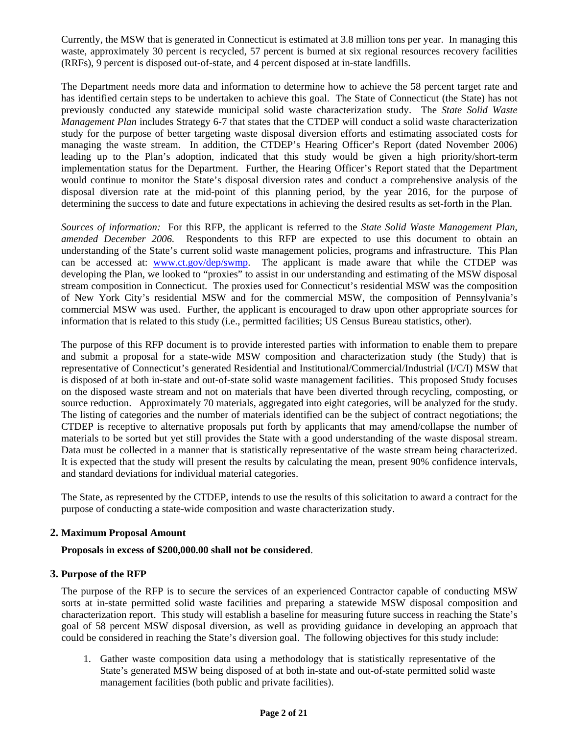Currently, the MSW that is generated in Connecticut is estimated at 3.8 million tons per year. In managing this waste, approximately 30 percent is recycled, 57 percent is burned at six regional resources recovery facilities (RRFs), 9 percent is disposed out-of-state, and 4 percent disposed at in-state landfills.

The Department needs more data and information to determine how to achieve the 58 percent target rate and has identified certain steps to be undertaken to achieve this goal. The State of Connecticut (the State) has not previously conducted any statewide municipal solid waste characterization study. The *State Solid Waste Management Plan* includes Strategy 6-7 that states that the CTDEP will conduct a solid waste characterization study for the purpose of better targeting waste disposal diversion efforts and estimating associated costs for managing the waste stream. In addition, the CTDEP's Hearing Officer's Report (dated November 2006) leading up to the Plan's adoption, indicated that this study would be given a high priority/short-term implementation status for the Department. Further, the Hearing Officer's Report stated that the Department would continue to monitor the State's disposal diversion rates and conduct a comprehensive analysis of the disposal diversion rate at the mid-point of this planning period, by the year 2016, for the purpose of determining the success to date and future expectations in achieving the desired results as set-forth in the Plan.

*Sources of information:* For this RFP, the applicant is referred to the *State Solid Waste Management Plan, amended December 2006.* Respondents to this RFP are expected to use this document to obtain an understanding of the State's current solid waste management policies, programs and infrastructure. This Plan can be accessed at: www.ct.gov/dep/swmp. The applicant is made aware that while the CTDEP was developing the Plan, we looked to "proxies" to assist in our understanding and estimating of the MSW disposal stream composition in Connecticut. The proxies used for Connecticut's residential MSW was the composition of New York City's residential MSW and for the commercial MSW, the composition of Pennsylvania's commercial MSW was used. Further, the applicant is encouraged to draw upon other appropriate sources for information that is related to this study (i.e., permitted facilities; US Census Bureau statistics, other).

The purpose of this RFP document is to provide interested parties with information to enable them to prepare and submit a proposal for a state-wide MSW composition and characterization study (the Study) that is representative of Connecticut's generated Residential and Institutional/Commercial/Industrial (I/C/I) MSW that is disposed of at both in-state and out-of-state solid waste management facilities. This proposed Study focuses on the disposed waste stream and not on materials that have been diverted through recycling, composting, or source reduction. Approximately 70 materials, aggregated into eight categories, will be analyzed for the study. The listing of categories and the number of materials identified can be the subject of contract negotiations; the CTDEP is receptive to alternative proposals put forth by applicants that may amend/collapse the number of materials to be sorted but yet still provides the State with a good understanding of the waste disposal stream. Data must be collected in a manner that is statistically representative of the waste stream being characterized. It is expected that the study will present the results by calculating the mean, present 90% confidence intervals, and standard deviations for individual material categories.

The State, as represented by the CTDEP, intends to use the results of this solicitation to award a contract for the purpose of conducting a state-wide composition and waste characterization study.

## 2. Maximum Proposal Amount

**Proposals in excess of $200,000.00 shall not be considered**.

## 3. Purpose of the RFP

The purpose of the RFP is to secure the services of an experienced Contractor capable of conducting MSW sorts at in-state permitted solid waste facilities and preparing a statewide MSW disposal composition and characterization report. This study will establish a baseline for measuring future success in reaching the State's goal of 58 percent MSW disposal diversion, as well as providing guidance in developing an approach that could be considered in reaching the State's diversion goal. The following objectives for this study include:

1. Gather waste composition data using a methodology that is statistically representative of the State's generated MSW being disposed of at both in-state and out-of-state permitted solid waste management facilities (both public and private facilities).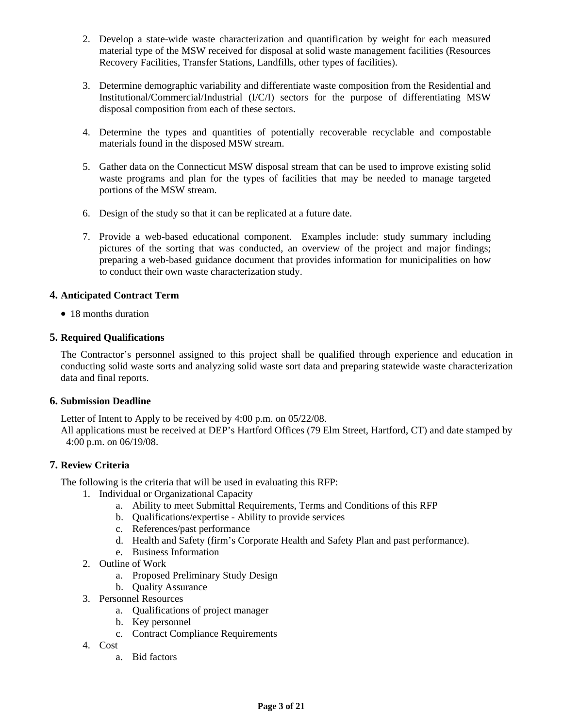2. Develop a state-wide waste characterization and quantification by weight for each measured material type of the MSW received for disposal at solid waste management facilities (Resources Recovery Facilities, Transfer Stations, Landfills, other types of facilities).

3. Determine demographic variability and differentiate waste composition from the Residential and Institutional/Commercial/Industrial (I/C/I) sectors for the purpose of differentiating MSW disposal composition from each of these sectors.

4. Determine the types and quantities of potentially recoverable recyclable and compostable materials found in the disposed MSW stream.

5. Gather data on the Connecticut MSW disposal stream that can be used to improve existing solid waste programs and plan for the types of facilities that may be needed to manage targeted portions of the MSW stream.

6. Design of the study so that it can be replicated at a future date.

7. Provide a web-based educational component. Examples include: study summary including pictures of the sorting that was conducted, an overview of the project and major findings; preparing a web-based guidance document that provides information for municipalities on how to conduct their own waste characterization study.

## 4. Anticipated Contract Term

- 18 months duration

## 5. Required Qualifications

The Contractor's personnel assigned to this project shall be qualified through experience and education in conducting solid waste sorts and analyzing solid waste sort data and preparing statewide waste characterization data and final reports.

## 6. Submission Deadline

Letter of Intent to Apply to be received by 4:00 p.m. on 05/22/08.
All applications must be received at DEP's Hartford Offices (79 Elm Street, Hartford, CT) and date stamped by 4:00 p.m. on 06/19/08.

## 7. Review Criteria

The following is the criteria that will be used in evaluating this RFP:

1. Individual or Organizational Capacity
   a. Ability to meet Submittal Requirements, Terms and Conditions of this RFP
   b. Qualifications/expertise - Ability to provide services
   c. References/past performance
   d. Health and Safety (firm's Corporate Health and Safety Plan and past performance).
   e. Business Information
2. Outline of Work
   a. Proposed Preliminary Study Design
   b. Quality Assurance
3. Personnel Resources
   a. Qualifications of project manager
   b. Key personnel
   c. Contract Compliance Requirements
4. Cost
   a. Bid factors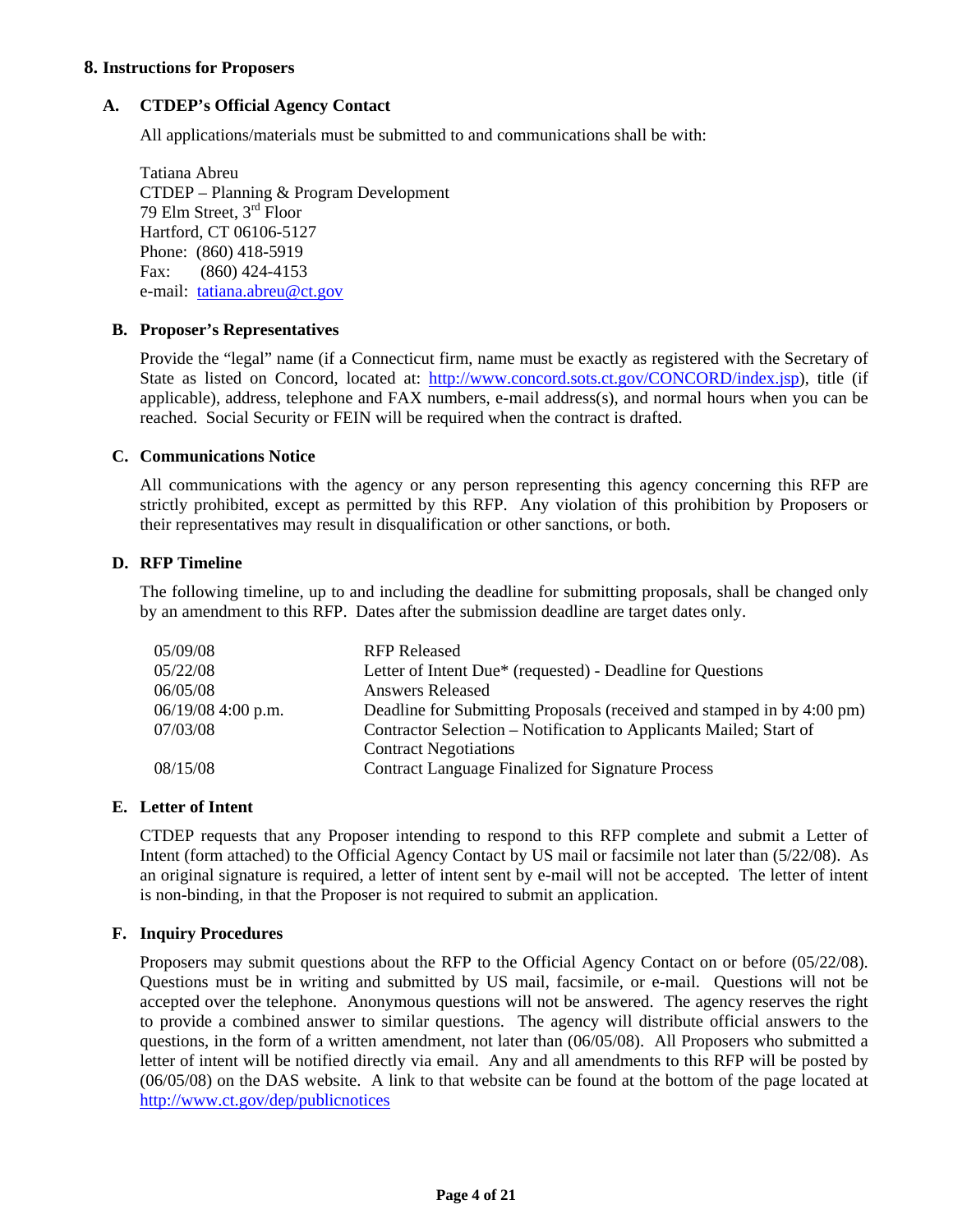## 8. Instructions for Proposers

### A. CTDEP's Official Agency Contact

All applications/materials must be submitted to and communications shall be with:

Tatiana Abreu
CTDEP – Planning & Program Development
79 Elm Street, 3rd Floor
Hartford, CT 06106-5127
Phone: (860) 418-5919
Fax: (860) 424-4153
e-mail: tatiana.abreu@ct.gov

### B. Proposer's Representatives

Provide the "legal" name (if a Connecticut firm, name must be exactly as registered with the Secretary of State as listed on Concord, located at: http://www.concord.sots.ct.gov/CONCORD/index.jsp), title (if applicable), address, telephone and FAX numbers, e-mail address(s), and normal hours when you can be reached. Social Security or FEIN will be required when the contract is drafted.

### C. Communications Notice

All communications with the agency or any person representing this agency concerning this RFP are strictly prohibited, except as permitted by this RFP. Any violation of this prohibition by Proposers or their representatives may result in disqualification or other sanctions, or both.

### D. RFP Timeline

The following timeline, up to and including the deadline for submitting proposals, shall be changed only by an amendment to this RFP. Dates after the submission deadline are target dates only.

| | |
|---|---|
| 05/09/08 | RFP Released |
| 05/22/08 | Letter of Intent Due* (requested) - Deadline for Questions |
| 06/05/08 | Answers Released |
| 06/19/08 4:00 p.m. | Deadline for Submitting Proposals (received and stamped in by 4:00 pm) |
| 07/03/08 | Contractor Selection – Notification to Applicants Mailed; Start of Contract Negotiations |
| 08/15/08 | Contract Language Finalized for Signature Process |

### E. Letter of Intent

CTDEP requests that any Proposer intending to respond to this RFP complete and submit a Letter of Intent (form attached) to the Official Agency Contact by US mail or facsimile not later than (5/22/08). As an original signature is required, a letter of intent sent by e-mail will not be accepted. The letter of intent is non-binding, in that the Proposer is not required to submit an application.

### F. Inquiry Procedures

Proposers may submit questions about the RFP to the Official Agency Contact on or before (05/22/08). Questions must be in writing and submitted by US mail, facsimile, or e-mail. Questions will not be accepted over the telephone. Anonymous questions will not be answered. The agency reserves the right to provide a combined answer to similar questions. The agency will distribute official answers to the questions, in the form of a written amendment, not later than (06/05/08). All Proposers who submitted a letter of intent will be notified directly via email. Any and all amendments to this RFP will be posted by (06/05/08) on the DAS website. A link to that website can be found at the bottom of the page located at http://www.ct.gov/dep/publicnotices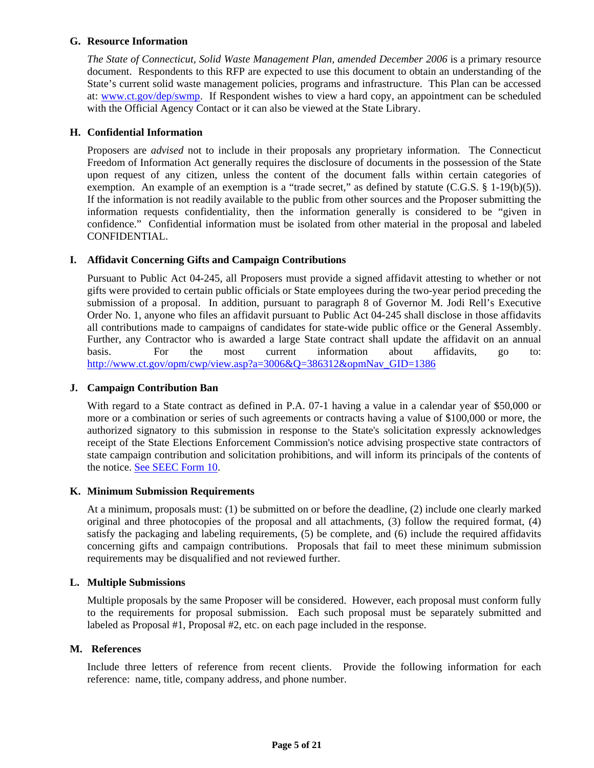### G. Resource Information

*The State of Connecticut, Solid Waste Management Plan, amended December 2006* is a primary resource document. Respondents to this RFP are expected to use this document to obtain an understanding of the State's current solid waste management policies, programs and infrastructure. This Plan can be accessed at: [www.ct.gov/dep/swmp](www.ct.gov/dep/swmp). If Respondent wishes to view a hard copy, an appointment can be scheduled with the Official Agency Contact or it can also be viewed at the State Library.

### H. Confidential Information

Proposers are *advised* not to include in their proposals any proprietary information. The Connecticut Freedom of Information Act generally requires the disclosure of documents in the possession of the State upon request of any citizen, unless the content of the document falls within certain categories of exemption. An example of an exemption is a "trade secret," as defined by statute (C.G.S. § 1-19(b)(5)). If the information is not readily available to the public from other sources and the Proposer submitting the information requests confidentiality, then the information generally is considered to be "given in confidence." Confidential information must be isolated from other material in the proposal and labeled CONFIDENTIAL.

### I. Affidavit Concerning Gifts and Campaign Contributions

Pursuant to Public Act 04-245, all Proposers must provide a signed affidavit attesting to whether or not gifts were provided to certain public officials or State employees during the two-year period preceding the submission of a proposal. In addition, pursuant to paragraph 8 of Governor M. Jodi Rell's Executive Order No. 1, anyone who files an affidavit pursuant to Public Act 04-245 shall disclose in those affidavits all contributions made to campaigns of candidates for state-wide public office or the General Assembly. Further, any Contractor who is awarded a large State contract shall update the affidavit on an annual basis. For the most current information about affidavits, go to: [http://www.ct.gov/opm/cwp/view.asp?a=3006&Q=386312&opmNav_GID=1386](http://www.ct.gov/opm/cwp/view.asp?a=3006&Q=386312&opmNav_GID=1386)

### J. Campaign Contribution Ban

With regard to a State contract as defined in P.A. 07-1 having a value in a calendar year of $50,000 or more or a combination or series of such agreements or contracts having a value of $100,000 or more, the authorized signatory to this submission in response to the State's solicitation expressly acknowledges receipt of the State Elections Enforcement Commission's notice advising prospective state contractors of state campaign contribution and solicitation prohibitions, and will inform its principals of the contents of the notice. See SEEC Form 10.

### K. Minimum Submission Requirements

At a minimum, proposals must: (1) be submitted on or before the deadline, (2) include one clearly marked original and three photocopies of the proposal and all attachments, (3) follow the required format, (4) satisfy the packaging and labeling requirements, (5) be complete, and (6) include the required affidavits concerning gifts and campaign contributions. Proposals that fail to meet these minimum submission requirements may be disqualified and not reviewed further.

### L. Multiple Submissions

Multiple proposals by the same Proposer will be considered. However, each proposal must conform fully to the requirements for proposal submission. Each such proposal must be separately submitted and labeled as Proposal #1, Proposal #2, etc. on each page included in the response.

### M. References

Include three letters of reference from recent clients. Provide the following information for each reference: name, title, company address, and phone number.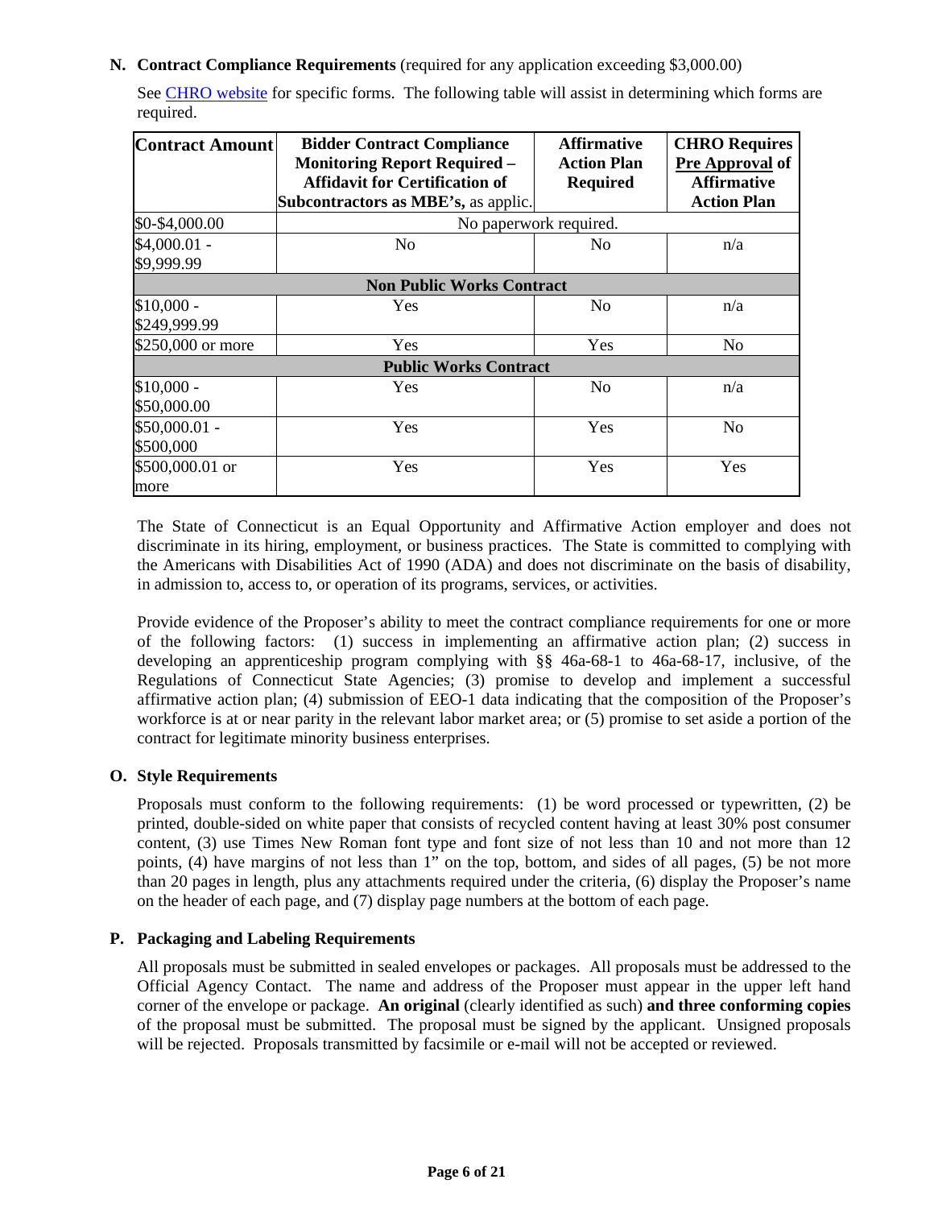**N. Contract Compliance Requirements** (required for any application exceeding $3,000.00)

See CHRO website for specific forms. The following table will assist in determining which forms are required.

| Contract Amount | Bidder Contract Compliance Monitoring Report Required – Affidavit for Certification of Subcontractors as MBE's, as applic. | Affirmative Action Plan Required | CHRO Requires Pre Approval of Affirmative Action Plan |
|---|---|---|---|
| $0-$4,000.00 | No paperwork required. | | |
| $4,000.01 - $9,999.99 | No | No | n/a |
| **Non Public Works Contract** | | | |
| $10,000 - $249,999.99 | Yes | No | n/a |
| $250,000 or more | Yes | Yes | No |
| **Public Works Contract** | | | |
| $10,000 - $50,000.00 | Yes | No | n/a |
| $50,000.01 - $500,000 | Yes | Yes | No |
| $500,000.01 or more | Yes | Yes | Yes |

The State of Connecticut is an Equal Opportunity and Affirmative Action employer and does not discriminate in its hiring, employment, or business practices. The State is committed to complying with the Americans with Disabilities Act of 1990 (ADA) and does not discriminate on the basis of disability, in admission to, access to, or operation of its programs, services, or activities.

Provide evidence of the Proposer's ability to meet the contract compliance requirements for one or more of the following factors: (1) success in implementing an affirmative action plan; (2) success in developing an apprenticeship program complying with §§ 46a-68-1 to 46a-68-17, inclusive, of the Regulations of Connecticut State Agencies; (3) promise to develop and implement a successful affirmative action plan; (4) submission of EEO-1 data indicating that the composition of the Proposer's workforce is at or near parity in the relevant labor market area; or (5) promise to set aside a portion of the contract for legitimate minority business enterprises.

**O. Style Requirements**

Proposals must conform to the following requirements: (1) be word processed or typewritten, (2) be printed, double-sided on white paper that consists of recycled content having at least 30% post consumer content, (3) use Times New Roman font type and font size of not less than 10 and not more than 12 points, (4) have margins of not less than 1" on the top, bottom, and sides of all pages, (5) be not more than 20 pages in length, plus any attachments required under the criteria, (6) display the Proposer's name on the header of each page, and (7) display page numbers at the bottom of each page.

**P. Packaging and Labeling Requirements**

All proposals must be submitted in sealed envelopes or packages. All proposals must be addressed to the Official Agency Contact. The name and address of the Proposer must appear in the upper left hand corner of the envelope or package. **An original** (clearly identified as such) **and three conforming copies** of the proposal must be submitted. The proposal must be signed by the applicant. Unsigned proposals will be rejected. Proposals transmitted by facsimile or e-mail will not be accepted or reviewed.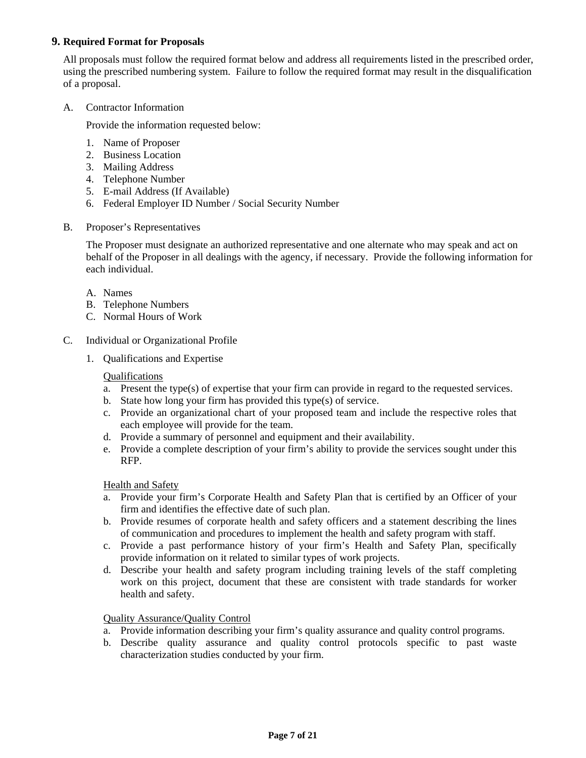## 9. Required Format for Proposals

All proposals must follow the required format below and address all requirements listed in the prescribed order, using the prescribed numbering system. Failure to follow the required format may result in the disqualification of a proposal.

A. Contractor Information

Provide the information requested below:

1. Name of Proposer
2. Business Location
3. Mailing Address
4. Telephone Number
5. E-mail Address (If Available)
6. Federal Employer ID Number / Social Security Number

B. Proposer's Representatives

The Proposer must designate an authorized representative and one alternate who may speak and act on behalf of the Proposer in all dealings with the agency, if necessary. Provide the following information for each individual.

A. Names
B. Telephone Numbers
C. Normal Hours of Work

C. Individual or Organizational Profile

1. Qualifications and Expertise

<u>Qualifications</u>

a. Present the type(s) of expertise that your firm can provide in regard to the requested services.
b. State how long your firm has provided this type(s) of service.
c. Provide an organizational chart of your proposed team and include the respective roles that each employee will provide for the team.
d. Provide a summary of personnel and equipment and their availability.
e. Provide a complete description of your firm's ability to provide the services sought under this RFP.

<u>Health and Safety</u>

a. Provide your firm's Corporate Health and Safety Plan that is certified by an Officer of your firm and identifies the effective date of such plan.
b. Provide resumes of corporate health and safety officers and a statement describing the lines of communication and procedures to implement the health and safety program with staff.
c. Provide a past performance history of your firm's Health and Safety Plan, specifically provide information on it related to similar types of work projects.
d. Describe your health and safety program including training levels of the staff completing work on this project, document that these are consistent with trade standards for worker health and safety.

<u>Quality Assurance/Quality Control</u>

a. Provide information describing your firm's quality assurance and quality control programs.
b. Describe quality assurance and quality control protocols specific to past waste characterization studies conducted by your firm.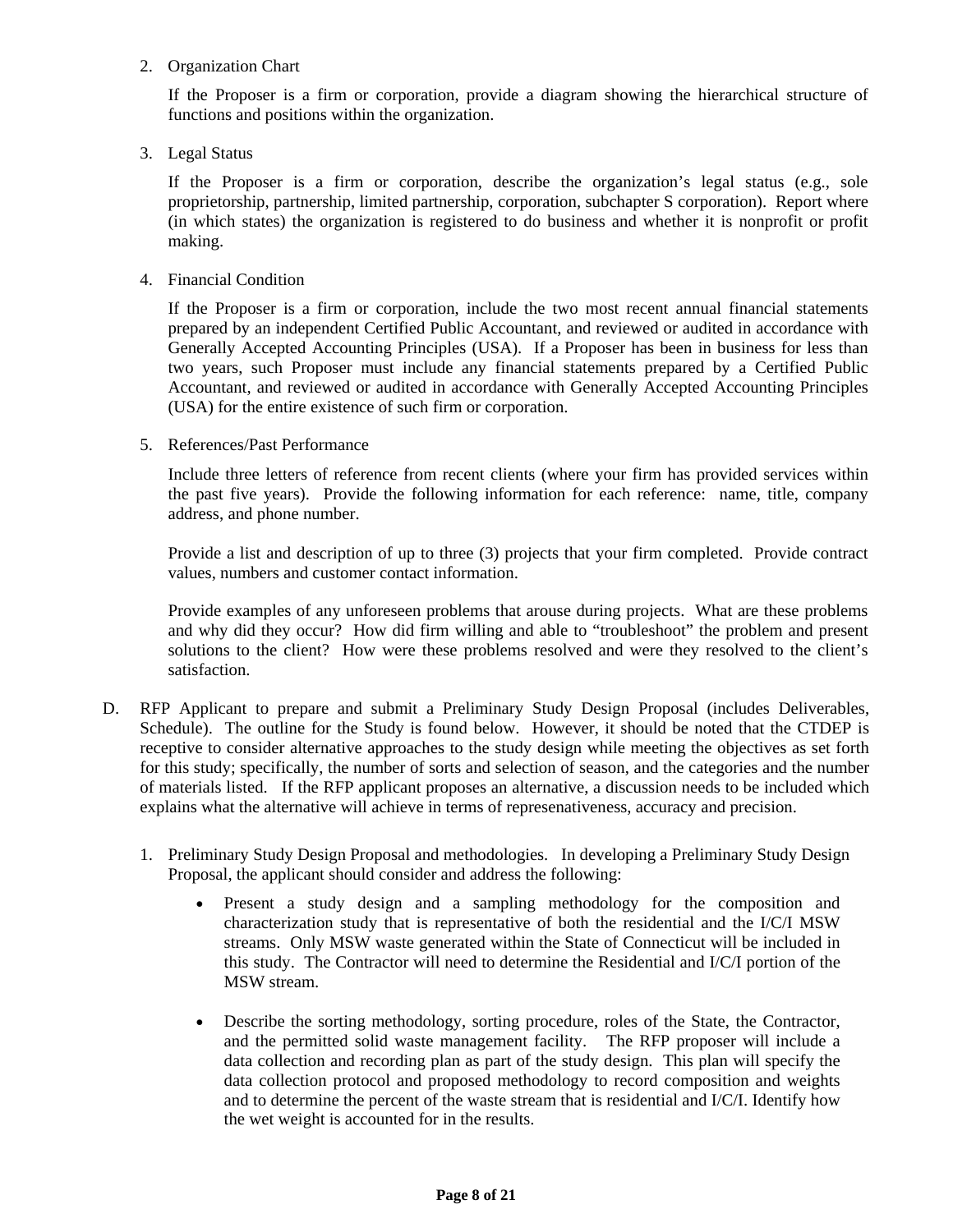2. Organization Chart

   If the Proposer is a firm or corporation, provide a diagram showing the hierarchical structure of functions and positions within the organization.

3. Legal Status

   If the Proposer is a firm or corporation, describe the organization's legal status (e.g., sole proprietorship, partnership, limited partnership, corporation, subchapter S corporation). Report where (in which states) the organization is registered to do business and whether it is nonprofit or profit making.

4. Financial Condition

   If the Proposer is a firm or corporation, include the two most recent annual financial statements prepared by an independent Certified Public Accountant, and reviewed or audited in accordance with Generally Accepted Accounting Principles (USA). If a Proposer has been in business for less than two years, such Proposer must include any financial statements prepared by a Certified Public Accountant, and reviewed or audited in accordance with Generally Accepted Accounting Principles (USA) for the entire existence of such firm or corporation.

5. References/Past Performance

   Include three letters of reference from recent clients (where your firm has provided services within the past five years). Provide the following information for each reference: name, title, company address, and phone number.

   Provide a list and description of up to three (3) projects that your firm completed. Provide contract values, numbers and customer contact information.

   Provide examples of any unforeseen problems that arouse during projects. What are these problems and why did they occur? How did firm willing and able to "troubleshoot" the problem and present solutions to the client? How were these problems resolved and were they resolved to the client's satisfaction.

D. RFP Applicant to prepare and submit a Preliminary Study Design Proposal (includes Deliverables, Schedule). The outline for the Study is found below. However, it should be noted that the CTDEP is receptive to consider alternative approaches to the study design while meeting the objectives as set forth for this study; specifically, the number of sorts and selection of season, and the categories and the number of materials listed. If the RFP applicant proposes an alternative, a discussion needs to be included which explains what the alternative will achieve in terms of represenativeness, accuracy and precision.

   1. Preliminary Study Design Proposal and methodologies. In developing a Preliminary Study Design Proposal, the applicant should consider and address the following:

      - Present a study design and a sampling methodology for the composition and characterization study that is representative of both the residential and the I/C/I MSW streams. Only MSW waste generated within the State of Connecticut will be included in this study. The Contractor will need to determine the Residential and I/C/I portion of the MSW stream.

      - Describe the sorting methodology, sorting procedure, roles of the State, the Contractor, and the permitted solid waste management facility. The RFP proposer will include a data collection and recording plan as part of the study design. This plan will specify the data collection protocol and proposed methodology to record composition and weights and to determine the percent of the waste stream that is residential and I/C/I. Identify how the wet weight is accounted for in the results.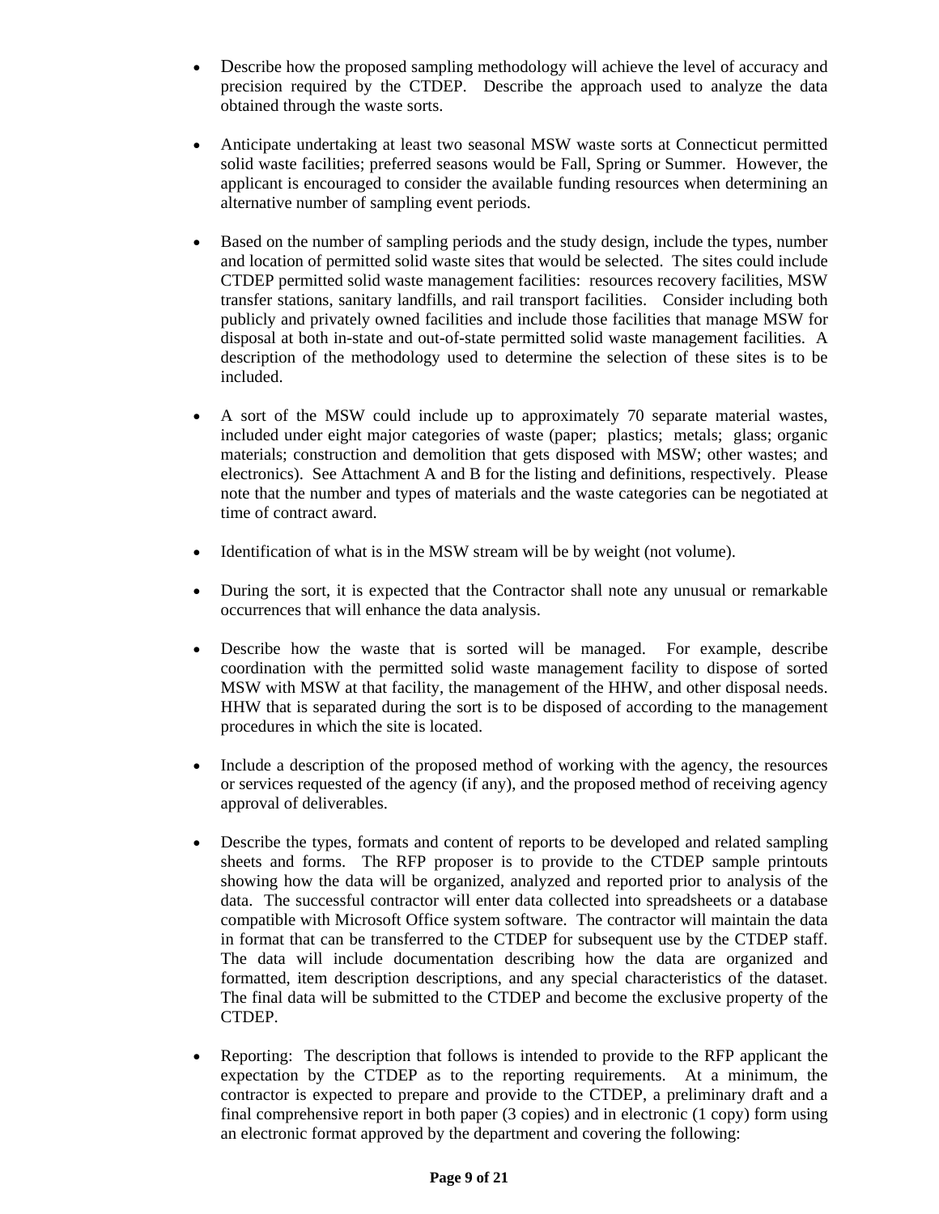- Describe how the proposed sampling methodology will achieve the level of accuracy and precision required by the CTDEP. Describe the approach used to analyze the data obtained through the waste sorts.

- Anticipate undertaking at least two seasonal MSW waste sorts at Connecticut permitted solid waste facilities; preferred seasons would be Fall, Spring or Summer. However, the applicant is encouraged to consider the available funding resources when determining an alternative number of sampling event periods.

- Based on the number of sampling periods and the study design, include the types, number and location of permitted solid waste sites that would be selected. The sites could include CTDEP permitted solid waste management facilities: resources recovery facilities, MSW transfer stations, sanitary landfills, and rail transport facilities. Consider including both publicly and privately owned facilities and include those facilities that manage MSW for disposal at both in-state and out-of-state permitted solid waste management facilities. A description of the methodology used to determine the selection of these sites is to be included.

- A sort of the MSW could include up to approximately 70 separate material wastes, included under eight major categories of waste (paper; plastics; metals; glass; organic materials; construction and demolition that gets disposed with MSW; other wastes; and electronics). See Attachment A and B for the listing and definitions, respectively. Please note that the number and types of materials and the waste categories can be negotiated at time of contract award.

- Identification of what is in the MSW stream will be by weight (not volume).

- During the sort, it is expected that the Contractor shall note any unusual or remarkable occurrences that will enhance the data analysis.

- Describe how the waste that is sorted will be managed. For example, describe coordination with the permitted solid waste management facility to dispose of sorted MSW with MSW at that facility, the management of the HHW, and other disposal needs. HHW that is separated during the sort is to be disposed of according to the management procedures in which the site is located.

- Include a description of the proposed method of working with the agency, the resources or services requested of the agency (if any), and the proposed method of receiving agency approval of deliverables.

- Describe the types, formats and content of reports to be developed and related sampling sheets and forms. The RFP proposer is to provide to the CTDEP sample printouts showing how the data will be organized, analyzed and reported prior to analysis of the data. The successful contractor will enter data collected into spreadsheets or a database compatible with Microsoft Office system software. The contractor will maintain the data in format that can be transferred to the CTDEP for subsequent use by the CTDEP staff. The data will include documentation describing how the data are organized and formatted, item description descriptions, and any special characteristics of the dataset. The final data will be submitted to the CTDEP and become the exclusive property of the CTDEP.

- Reporting: The description that follows is intended to provide to the RFP applicant the expectation by the CTDEP as to the reporting requirements. At a minimum, the contractor is expected to prepare and provide to the CTDEP, a preliminary draft and a final comprehensive report in both paper (3 copies) and in electronic (1 copy) form using an electronic format approved by the department and covering the following: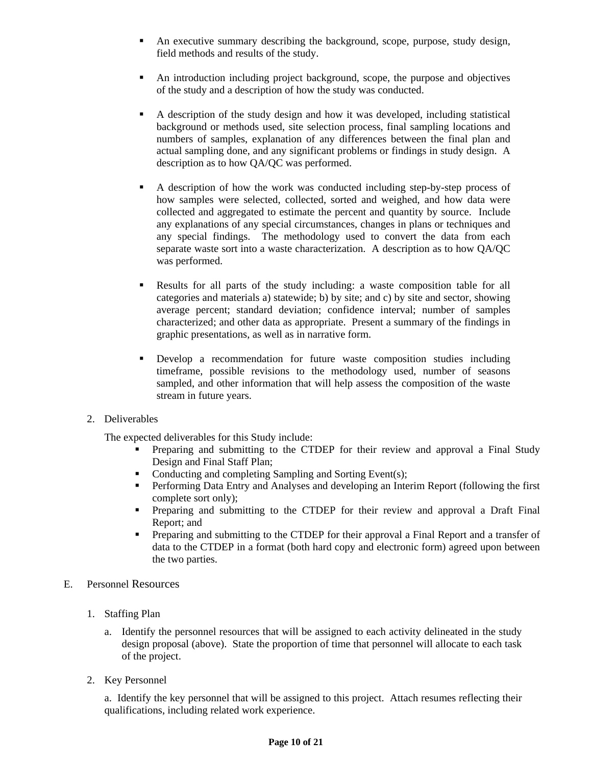- An executive summary describing the background, scope, purpose, study design, field methods and results of the study.

- An introduction including project background, scope, the purpose and objectives of the study and a description of how the study was conducted.

- A description of the study design and how it was developed, including statistical background or methods used, site selection process, final sampling locations and numbers of samples, explanation of any differences between the final plan and actual sampling done, and any significant problems or findings in study design. A description as to how QA/QC was performed.

- A description of how the work was conducted including step-by-step process of how samples were selected, collected, sorted and weighed, and how data were collected and aggregated to estimate the percent and quantity by source. Include any explanations of any special circumstances, changes in plans or techniques and any special findings. The methodology used to convert the data from each separate waste sort into a waste characterization. A description as to how QA/QC was performed.

- Results for all parts of the study including: a waste composition table for all categories and materials a) statewide; b) by site; and c) by site and sector, showing average percent; standard deviation; confidence interval; number of samples characterized; and other data as appropriate. Present a summary of the findings in graphic presentations, as well as in narrative form.

- Develop a recommendation for future waste composition studies including timeframe, possible revisions to the methodology used, number of seasons sampled, and other information that will help assess the composition of the waste stream in future years.

2. Deliverables

   The expected deliverables for this Study include:

   - Preparing and submitting to the CTDEP for their review and approval a Final Study Design and Final Staff Plan;
   - Conducting and completing Sampling and Sorting Event(s);
   - Performing Data Entry and Analyses and developing an Interim Report (following the first complete sort only);
   - Preparing and submitting to the CTDEP for their review and approval a Draft Final Report; and
   - Preparing and submitting to the CTDEP for their approval a Final Report and a transfer of data to the CTDEP in a format (both hard copy and electronic form) agreed upon between the two parties.

## E. Personnel Resources

1. Staffing Plan

   a. Identify the personnel resources that will be assigned to each activity delineated in the study design proposal (above). State the proportion of time that personnel will allocate to each task of the project.

2. Key Personnel

   a. Identify the key personnel that will be assigned to this project. Attach resumes reflecting their qualifications, including related work experience.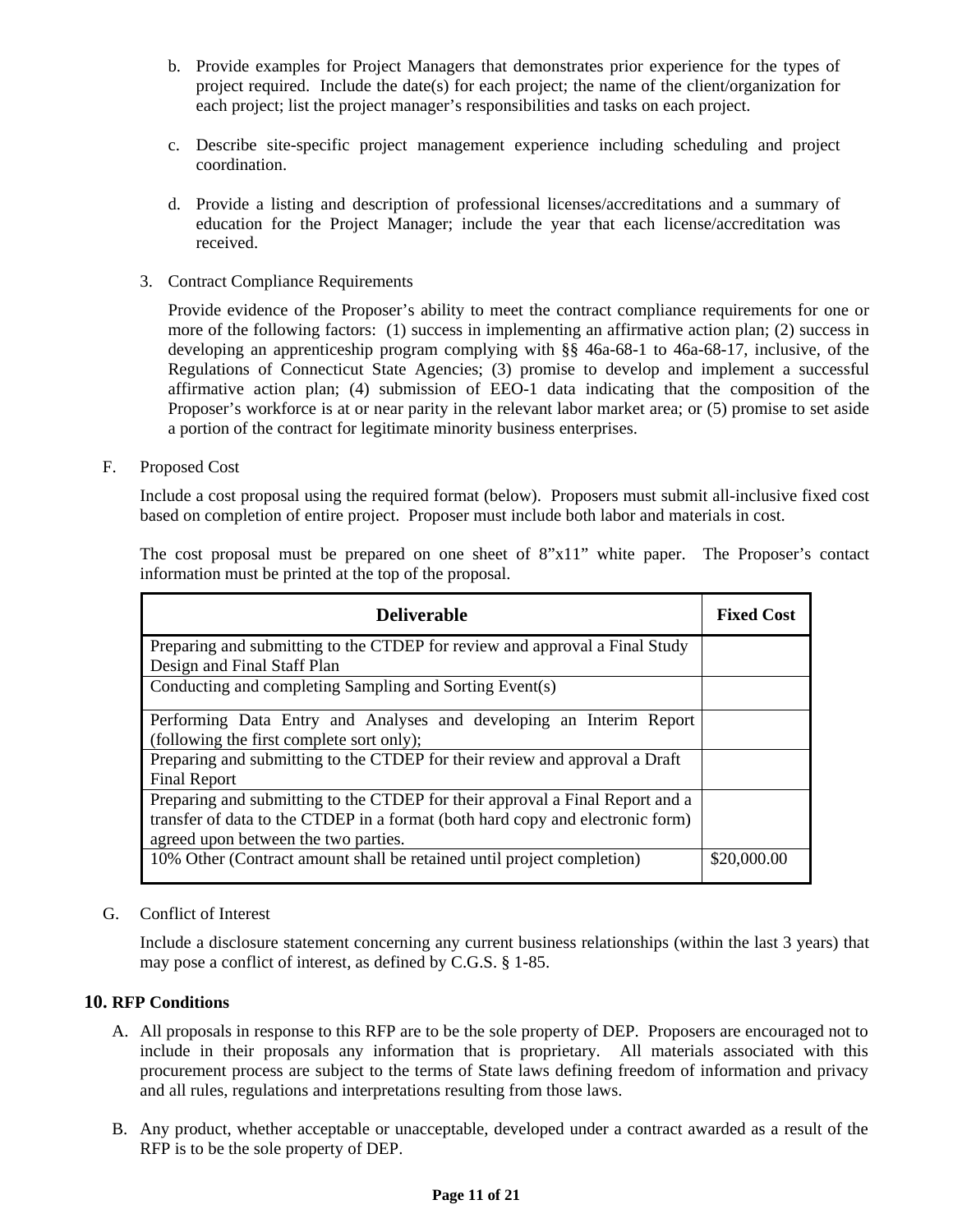b. Provide examples for Project Managers that demonstrates prior experience for the types of project required. Include the date(s) for each project; the name of the client/organization for each project; list the project manager's responsibilities and tasks on each project.

c. Describe site-specific project management experience including scheduling and project coordination.

d. Provide a listing and description of professional licenses/accreditations and a summary of education for the Project Manager; include the year that each license/accreditation was received.

3. Contract Compliance Requirements

   Provide evidence of the Proposer's ability to meet the contract compliance requirements for one or more of the following factors: (1) success in implementing an affirmative action plan; (2) success in developing an apprenticeship program complying with §§ 46a-68-1 to 46a-68-17, inclusive, of the Regulations of Connecticut State Agencies; (3) promise to develop and implement a successful affirmative action plan; (4) submission of EEO-1 data indicating that the composition of the Proposer's workforce is at or near parity in the relevant labor market area; or (5) promise to set aside a portion of the contract for legitimate minority business enterprises.

F. Proposed Cost

Include a cost proposal using the required format (below). Proposers must submit all-inclusive fixed cost based on completion of entire project. Proposer must include both labor and materials in cost.

The cost proposal must be prepared on one sheet of 8"x11" white paper. The Proposer's contact information must be printed at the top of the proposal.

| Deliverable | Fixed Cost |
|---|---|
| Preparing and submitting to the CTDEP for review and approval a Final Study Design and Final Staff Plan | |
| Conducting and completing Sampling and Sorting Event(s) | |
| Performing Data Entry and Analyses and developing an Interim Report (following the first complete sort only); | |
| Preparing and submitting to the CTDEP for their review and approval a Draft Final Report | |
| Preparing and submitting to the CTDEP for their approval a Final Report and a transfer of data to the CTDEP in a format (both hard copy and electronic form) agreed upon between the two parties. | |
| 10% Other (Contract amount shall be retained until project completion) | $20,000.00 |

G. Conflict of Interest

Include a disclosure statement concerning any current business relationships (within the last 3 years) that may pose a conflict of interest, as defined by C.G.S. § 1-85.

## 10. RFP Conditions

A. All proposals in response to this RFP are to be the sole property of DEP. Proposers are encouraged not to include in their proposals any information that is proprietary. All materials associated with this procurement process are subject to the terms of State laws defining freedom of information and privacy and all rules, regulations and interpretations resulting from those laws.

B. Any product, whether acceptable or unacceptable, developed under a contract awarded as a result of the RFP is to be the sole property of DEP.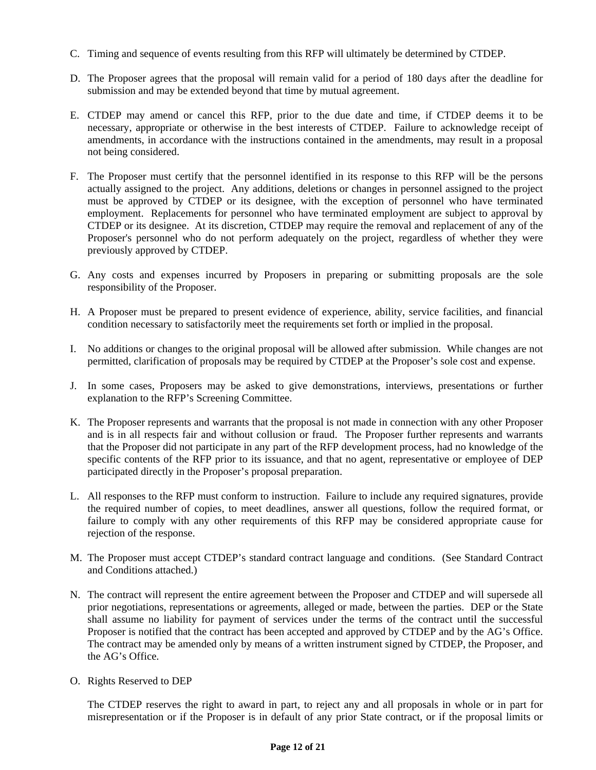C. Timing and sequence of events resulting from this RFP will ultimately be determined by CTDEP.

D. The Proposer agrees that the proposal will remain valid for a period of 180 days after the deadline for submission and may be extended beyond that time by mutual agreement.

E. CTDEP may amend or cancel this RFP, prior to the due date and time, if CTDEP deems it to be necessary, appropriate or otherwise in the best interests of CTDEP. Failure to acknowledge receipt of amendments, in accordance with the instructions contained in the amendments, may result in a proposal not being considered.

F. The Proposer must certify that the personnel identified in its response to this RFP will be the persons actually assigned to the project. Any additions, deletions or changes in personnel assigned to the project must be approved by CTDEP or its designee, with the exception of personnel who have terminated employment. Replacements for personnel who have terminated employment are subject to approval by CTDEP or its designee. At its discretion, CTDEP may require the removal and replacement of any of the Proposer's personnel who do not perform adequately on the project, regardless of whether they were previously approved by CTDEP.

G. Any costs and expenses incurred by Proposers in preparing or submitting proposals are the sole responsibility of the Proposer.

H. A Proposer must be prepared to present evidence of experience, ability, service facilities, and financial condition necessary to satisfactorily meet the requirements set forth or implied in the proposal.

I. No additions or changes to the original proposal will be allowed after submission. While changes are not permitted, clarification of proposals may be required by CTDEP at the Proposer's sole cost and expense.

J. In some cases, Proposers may be asked to give demonstrations, interviews, presentations or further explanation to the RFP's Screening Committee.

K. The Proposer represents and warrants that the proposal is not made in connection with any other Proposer and is in all respects fair and without collusion or fraud. The Proposer further represents and warrants that the Proposer did not participate in any part of the RFP development process, had no knowledge of the specific contents of the RFP prior to its issuance, and that no agent, representative or employee of DEP participated directly in the Proposer's proposal preparation.

L. All responses to the RFP must conform to instruction. Failure to include any required signatures, provide the required number of copies, to meet deadlines, answer all questions, follow the required format, or failure to comply with any other requirements of this RFP may be considered appropriate cause for rejection of the response.

M. The Proposer must accept CTDEP's standard contract language and conditions. (See Standard Contract and Conditions attached.)

N. The contract will represent the entire agreement between the Proposer and CTDEP and will supersede all prior negotiations, representations or agreements, alleged or made, between the parties. DEP or the State shall assume no liability for payment of services under the terms of the contract until the successful Proposer is notified that the contract has been accepted and approved by CTDEP and by the AG's Office. The contract may be amended only by means of a written instrument signed by CTDEP, the Proposer, and the AG's Office.

O. Rights Reserved to DEP

   The CTDEP reserves the right to award in part, to reject any and all proposals in whole or in part for misrepresentation or if the Proposer is in default of any prior State contract, or if the proposal limits or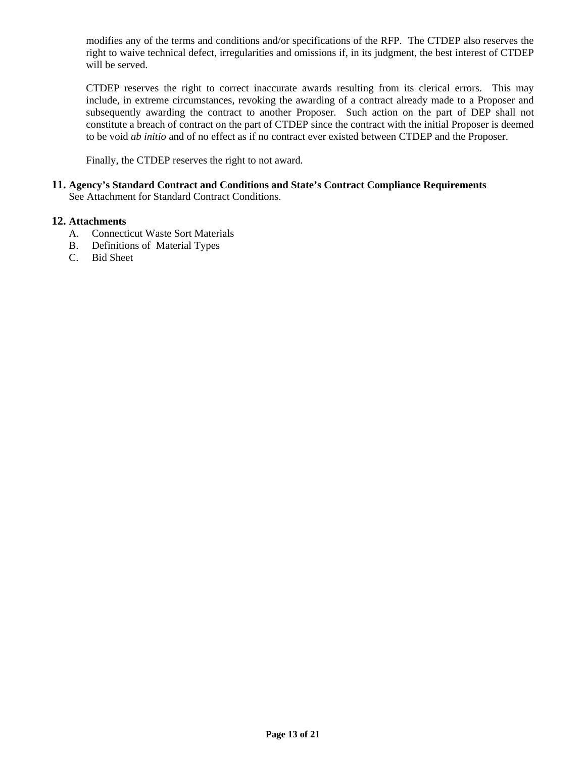modifies any of the terms and conditions and/or specifications of the RFP. The CTDEP also reserves the right to waive technical defect, irregularities and omissions if, in its judgment, the best interest of CTDEP will be served.

CTDEP reserves the right to correct inaccurate awards resulting from its clerical errors. This may include, in extreme circumstances, revoking the awarding of a contract already made to a Proposer and subsequently awarding the contract to another Proposer. Such action on the part of DEP shall not constitute a breach of contract on the part of CTDEP since the contract with the initial Proposer is deemed to be void *ab initio* and of no effect as if no contract ever existed between CTDEP and the Proposer.

Finally, the CTDEP reserves the right to not award.

**11. Agency's Standard Contract and Conditions and State's Contract Compliance Requirements**

See Attachment for Standard Contract Conditions.

**12. Attachments**

A. Connecticut Waste Sort Materials
B. Definitions of Material Types
C. Bid Sheet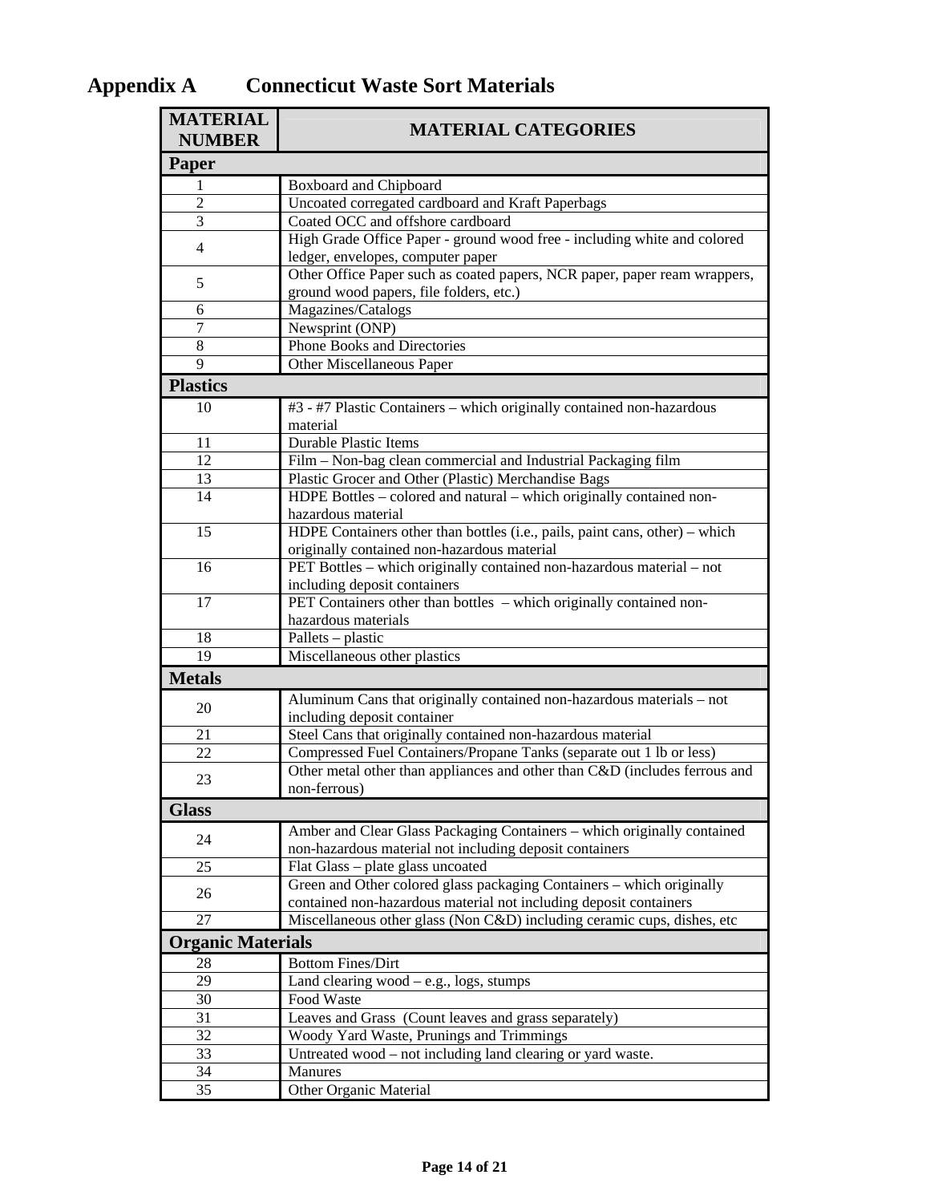# Appendix A Connecticut Waste Sort Materials

| MATERIAL NUMBER | MATERIAL CATEGORIES |
|---|---|
| **Paper** | |
| 1 | Boxboard and Chipboard |
| 2 | Uncoated corregated cardboard and Kraft Paperbags |
| 3 | Coated OCC and offshore cardboard |
| 4 | High Grade Office Paper - ground wood free - including white and colored ledger, envelopes, computer paper |
| 5 | Other Office Paper such as coated papers, NCR paper, paper ream wrappers, ground wood papers, file folders, etc.) |
| 6 | Magazines/Catalogs |
| 7 | Newsprint (ONP) |
| 8 | Phone Books and Directories |
| 9 | Other Miscellaneous Paper |
| **Plastics** | |
| 10 | #3 - #7 Plastic Containers – which originally contained non-hazardous material |
| 11 | Durable Plastic Items |
| 12 | Film – Non-bag clean commercial and Industrial Packaging film |
| 13 | Plastic Grocer and Other (Plastic) Merchandise Bags |
| 14 | HDPE Bottles – colored and natural – which originally contained non-hazardous material |
| 15 | HDPE Containers other than bottles (i.e., pails, paint cans, other) – which originally contained non-hazardous material |
| 16 | PET Bottles – which originally contained non-hazardous material – not including deposit containers |
| 17 | PET Containers other than bottles – which originally contained non-hazardous materials |
| 18 | Pallets – plastic |
| 19 | Miscellaneous other plastics |
| **Metals** | |
| 20 | Aluminum Cans that originally contained non-hazardous materials – not including deposit container |
| 21 | Steel Cans that originally contained non-hazardous material |
| 22 | Compressed Fuel Containers/Propane Tanks (separate out 1 lb or less) |
| 23 | Other metal other than appliances and other than C&D (includes ferrous and non-ferrous) |
| **Glass** | |
| 24 | Amber and Clear Glass Packaging Containers – which originally contained non-hazardous material not including deposit containers |
| 25 | Flat Glass – plate glass uncoated |
| 26 | Green and Other colored glass packaging Containers – which originally contained non-hazardous material not including deposit containers |
| 27 | Miscellaneous other glass (Non C&D) including ceramic cups, dishes, etc |
| **Organic Materials** | |
| 28 | Bottom Fines/Dirt |
| 29 | Land clearing wood – e.g., logs, stumps |
| 30 | Food Waste |
| 31 | Leaves and Grass (Count leaves and grass separately) |
| 32 | Woody Yard Waste, Prunings and Trimmings |
| 33 | Untreated wood – not including land clearing or yard waste. |
| 34 | Manures |
| 35 | Other Organic Material |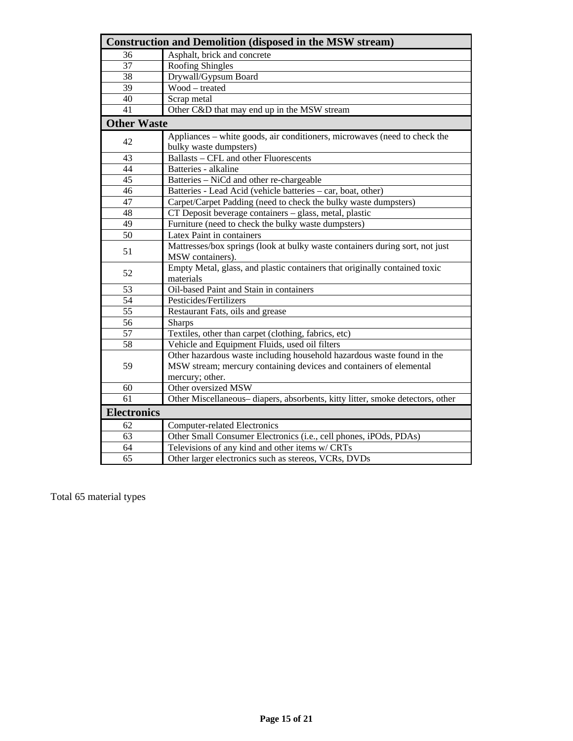| Construction and Demolition (disposed in the MSW stream) | |
|---|---|
| 36 | Asphalt, brick and concrete |
| 37 | Roofing Shingles |
| 38 | Drywall/Gypsum Board |
| 39 | Wood – treated |
| 40 | Scrap metal |
| 41 | Other C&D that may end up in the MSW stream |
| **Other Waste** | |
| 42 | Appliances – white goods, air conditioners, microwaves (need to check the bulky waste dumpsters) |
| 43 | Ballasts – CFL and other Fluorescents |
| 44 | Batteries - alkaline |
| 45 | Batteries – NiCd and other re-chargeable |
| 46 | Batteries - Lead Acid (vehicle batteries – car, boat, other) |
| 47 | Carpet/Carpet Padding (need to check the bulky waste dumpsters) |
| 48 | CT Deposit beverage containers – glass, metal, plastic |
| 49 | Furniture (need to check the bulky waste dumpsters) |
| 50 | Latex Paint in containers |
| 51 | Mattresses/box springs (look at bulky waste containers during sort, not just MSW containers). |
| 52 | Empty Metal, glass, and plastic containers that originally contained toxic materials |
| 53 | Oil-based Paint and Stain in containers |
| 54 | Pesticides/Fertilizers |
| 55 | Restaurant Fats, oils and grease |
| 56 | Sharps |
| 57 | Textiles, other than carpet (clothing, fabrics, etc) |
| 58 | Vehicle and Equipment Fluids, used oil filters |
| 59 | Other hazardous waste including household hazardous waste found in the MSW stream; mercury containing devices and containers of elemental mercury; other. |
| 60 | Other oversized MSW |
| 61 | Other Miscellaneous– diapers, absorbents, kitty litter, smoke detectors, other |
| **Electronics** | |
| 62 | Computer-related Electronics |
| 63 | Other Small Consumer Electronics (i.e., cell phones, iPODs, PDAs) |
| 64 | Televisions of any kind and other items w/ CRTs |
| 65 | Other larger electronics such as stereos, VCRs, DVDs |

Total 65 material types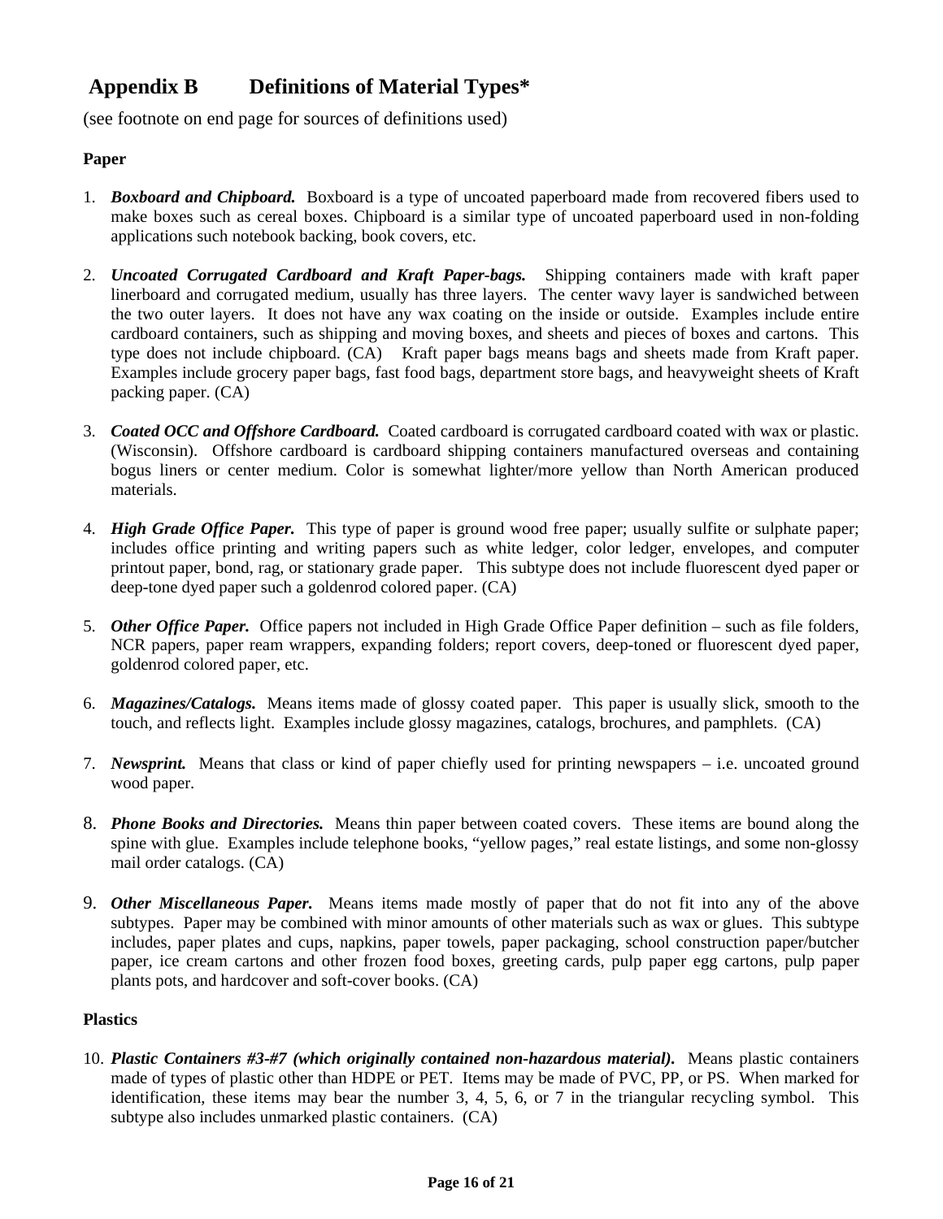## Appendix B Definitions of Material Types*

(see footnote on end page for sources of definitions used)

**Paper**

1. ***Boxboard and Chipboard.*** Boxboard is a type of uncoated paperboard made from recovered fibers used to make boxes such as cereal boxes. Chipboard is a similar type of uncoated paperboard used in non-folding applications such notebook backing, book covers, etc.

2. ***Uncoated Corrugated Cardboard and Kraft Paper-bags.*** Shipping containers made with kraft paper linerboard and corrugated medium, usually has three layers. The center wavy layer is sandwiched between the two outer layers. It does not have any wax coating on the inside or outside. Examples include entire cardboard containers, such as shipping and moving boxes, and sheets and pieces of boxes and cartons. This type does not include chipboard. (CA) Kraft paper bags means bags and sheets made from Kraft paper. Examples include grocery paper bags, fast food bags, department store bags, and heavyweight sheets of Kraft packing paper. (CA)

3. ***Coated OCC and Offshore Cardboard.*** Coated cardboard is corrugated cardboard coated with wax or plastic. (Wisconsin). Offshore cardboard is cardboard shipping containers manufactured overseas and containing bogus liners or center medium. Color is somewhat lighter/more yellow than North American produced materials.

4. ***High Grade Office Paper.*** This type of paper is ground wood free paper; usually sulfite or sulphate paper; includes office printing and writing papers such as white ledger, color ledger, envelopes, and computer printout paper, bond, rag, or stationary grade paper. This subtype does not include fluorescent dyed paper or deep-tone dyed paper such a goldenrod colored paper. (CA)

5. ***Other Office Paper.*** Office papers not included in High Grade Office Paper definition – such as file folders, NCR papers, paper ream wrappers, expanding folders; report covers, deep-toned or fluorescent dyed paper, goldenrod colored paper, etc.

6. ***Magazines/Catalogs.*** Means items made of glossy coated paper. This paper is usually slick, smooth to the touch, and reflects light. Examples include glossy magazines, catalogs, brochures, and pamphlets. (CA)

7. ***Newsprint.*** Means that class or kind of paper chiefly used for printing newspapers – i.e. uncoated ground wood paper.

8. ***Phone Books and Directories.*** Means thin paper between coated covers. These items are bound along the spine with glue. Examples include telephone books, "yellow pages," real estate listings, and some non-glossy mail order catalogs. (CA)

9. ***Other Miscellaneous Paper.*** Means items made mostly of paper that do not fit into any of the above subtypes. Paper may be combined with minor amounts of other materials such as wax or glues. This subtype includes, paper plates and cups, napkins, paper towels, paper packaging, school construction paper/butcher paper, ice cream cartons and other frozen food boxes, greeting cards, pulp paper egg cartons, pulp paper plants pots, and hardcover and soft-cover books. (CA)

**Plastics**

10. ***Plastic Containers #3-#7 (which originally contained non-hazardous material).*** Means plastic containers made of types of plastic other than HDPE or PET. Items may be made of PVC, PP, or PS. When marked for identification, these items may bear the number 3, 4, 5, 6, or 7 in the triangular recycling symbol. This subtype also includes unmarked plastic containers. (CA)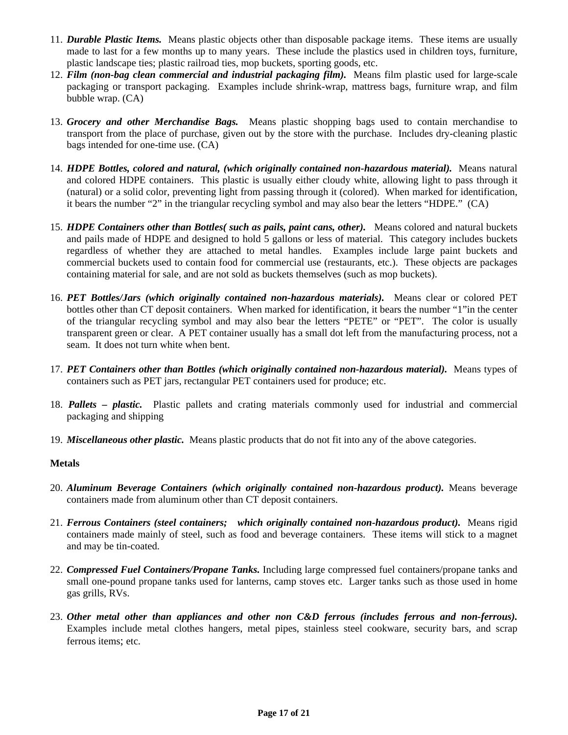11. ***Durable Plastic Items.*** Means plastic objects other than disposable package items. These items are usually made to last for a few months up to many years. These include the plastics used in children toys, furniture, plastic landscape ties; plastic railroad ties, mop buckets, sporting goods, etc.
12. ***Film (non-bag clean commercial and industrial packaging film).*** Means film plastic used for large-scale packaging or transport packaging. Examples include shrink-wrap, mattress bags, furniture wrap, and film bubble wrap. (CA)

13. ***Grocery and other Merchandise Bags.*** Means plastic shopping bags used to contain merchandise to transport from the place of purchase, given out by the store with the purchase. Includes dry-cleaning plastic bags intended for one-time use. (CA)

14. ***HDPE Bottles, colored and natural, (which originally contained non-hazardous material).*** Means natural and colored HDPE containers. This plastic is usually either cloudy white, allowing light to pass through it (natural) or a solid color, preventing light from passing through it (colored). When marked for identification, it bears the number "2" in the triangular recycling symbol and may also bear the letters "HDPE." (CA)

15. ***HDPE Containers other than Bottles( such as pails, paint cans, other).*** Means colored and natural buckets and pails made of HDPE and designed to hold 5 gallons or less of material. This category includes buckets regardless of whether they are attached to metal handles. Examples include large paint buckets and commercial buckets used to contain food for commercial use (restaurants, etc.). These objects are packages containing material for sale, and are not sold as buckets themselves (such as mop buckets).

16. ***PET Bottles/Jars (which originally contained non-hazardous materials).*** Means clear or colored PET bottles other than CT deposit containers. When marked for identification, it bears the number "1"in the center of the triangular recycling symbol and may also bear the letters "PETE" or "PET". The color is usually transparent green or clear. A PET container usually has a small dot left from the manufacturing process, not a seam. It does not turn white when bent.

17. ***PET Containers other than Bottles (which originally contained non-hazardous material).*** Means types of containers such as PET jars, rectangular PET containers used for produce; etc.

18. ***Pallets – plastic.*** Plastic pallets and crating materials commonly used for industrial and commercial packaging and shipping

19. ***Miscellaneous other plastic.*** Means plastic products that do not fit into any of the above categories.

**Metals**

20. ***Aluminum Beverage Containers (which originally contained non-hazardous product).*** Means beverage containers made from aluminum other than CT deposit containers.

21. ***Ferrous Containers (steel containers; which originally contained non-hazardous product).*** Means rigid containers made mainly of steel, such as food and beverage containers. These items will stick to a magnet and may be tin-coated.

22. ***Compressed Fuel Containers/Propane Tanks.*** Including large compressed fuel containers/propane tanks and small one-pound propane tanks used for lanterns, camp stoves etc. Larger tanks such as those used in home gas grills, RVs.

23. ***Other metal other than appliances and other non C&D ferrous (includes ferrous and non-ferrous).*** Examples include metal clothes hangers, metal pipes, stainless steel cookware, security bars, and scrap ferrous items; etc.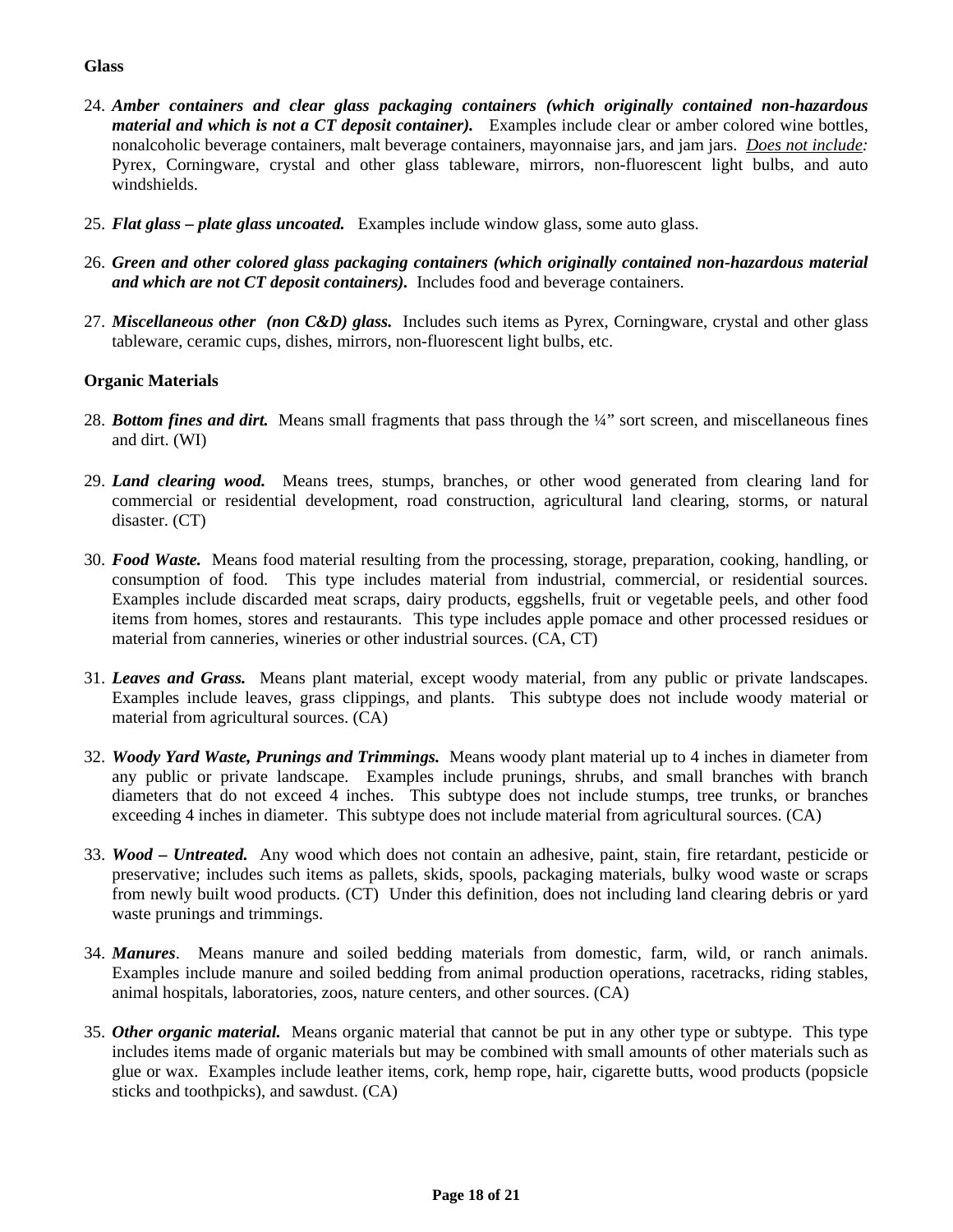**Glass**

24. ***Amber containers and clear glass packaging containers (which originally contained non-hazardous material and which is not a CT deposit container).*** Examples include clear or amber colored wine bottles, nonalcoholic beverage containers, malt beverage containers, mayonnaise jars, and jam jars. *Does not include:* Pyrex, Corningware, crystal and other glass tableware, mirrors, non-fluorescent light bulbs, and auto windshields.

25. ***Flat glass – plate glass uncoated.*** Examples include window glass, some auto glass.

26. ***Green and other colored glass packaging containers (which originally contained non-hazardous material and which are not CT deposit containers).*** Includes food and beverage containers.

27. ***Miscellaneous other (non C&D) glass.*** Includes such items as Pyrex, Corningware, crystal and other glass tableware, ceramic cups, dishes, mirrors, non-fluorescent light bulbs, etc.

**Organic Materials**

28. ***Bottom fines and dirt.*** Means small fragments that pass through the ¼" sort screen, and miscellaneous fines and dirt. (WI)

29. ***Land clearing wood.*** Means trees, stumps, branches, or other wood generated from clearing land for commercial or residential development, road construction, agricultural land clearing, storms, or natural disaster. (CT)

30. ***Food Waste.*** Means food material resulting from the processing, storage, preparation, cooking, handling, or consumption of food. This type includes material from industrial, commercial, or residential sources. Examples include discarded meat scraps, dairy products, eggshells, fruit or vegetable peels, and other food items from homes, stores and restaurants. This type includes apple pomace and other processed residues or material from canneries, wineries or other industrial sources. (CA, CT)

31. ***Leaves and Grass.*** Means plant material, except woody material, from any public or private landscapes. Examples include leaves, grass clippings, and plants. This subtype does not include woody material or material from agricultural sources. (CA)

32. ***Woody Yard Waste, Prunings and Trimmings.*** Means woody plant material up to 4 inches in diameter from any public or private landscape. Examples include prunings, shrubs, and small branches with branch diameters that do not exceed 4 inches. This subtype does not include stumps, tree trunks, or branches exceeding 4 inches in diameter. This subtype does not include material from agricultural sources. (CA)

33. ***Wood – Untreated.*** Any wood which does not contain an adhesive, paint, stain, fire retardant, pesticide or preservative; includes such items as pallets, skids, spools, packaging materials, bulky wood waste or scraps from newly built wood products. (CT) Under this definition, does not including land clearing debris or yard waste prunings and trimmings.

34. ***Manures***. Means manure and soiled bedding materials from domestic, farm, wild, or ranch animals. Examples include manure and soiled bedding from animal production operations, racetracks, riding stables, animal hospitals, laboratories, zoos, nature centers, and other sources. (CA)

35. ***Other organic material.*** Means organic material that cannot be put in any other type or subtype. This type includes items made of organic materials but may be combined with small amounts of other materials such as glue or wax. Examples include leather items, cork, hemp rope, hair, cigarette butts, wood products (popsicle sticks and toothpicks), and sawdust. (CA)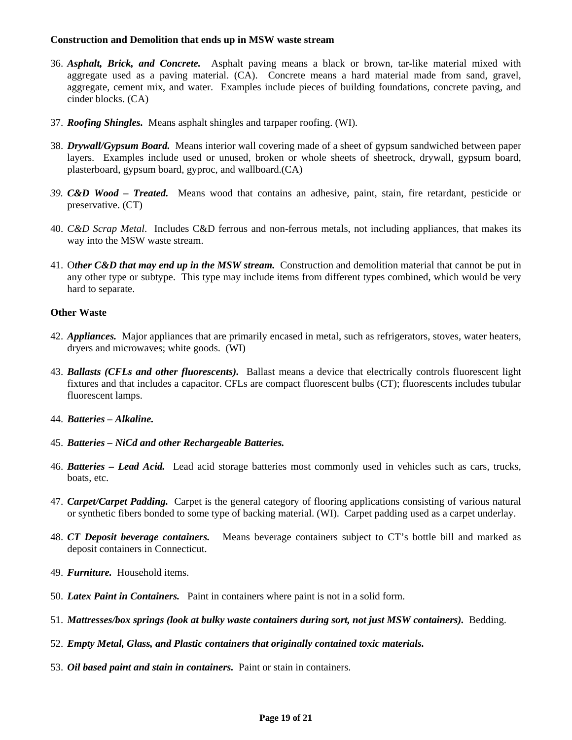**Construction and Demolition that ends up in MSW waste stream**

36. ***Asphalt, Brick, and Concrete.*** Asphalt paving means a black or brown, tar-like material mixed with aggregate used as a paving material. (CA). Concrete means a hard material made from sand, gravel, aggregate, cement mix, and water. Examples include pieces of building foundations, concrete paving, and cinder blocks. (CA)

37. ***Roofing Shingles.*** Means asphalt shingles and tarpaper roofing. (WI).

38. ***Drywall/Gypsum Board.*** Means interior wall covering made of a sheet of gypsum sandwiched between paper layers. Examples include used or unused, broken or whole sheets of sheetrock, drywall, gypsum board, plasterboard, gypsum board, gyproc, and wallboard.(CA)

39. ***C&D Wood – Treated.*** Means wood that contains an adhesive, paint, stain, fire retardant, pesticide or preservative. (CT)

40. *C&D Scrap Metal*. Includes C&D ferrous and non-ferrous metals, not including appliances, that makes its way into the MSW waste stream.

41. O***ther C&D that may end up in the MSW stream.*** Construction and demolition material that cannot be put in any other type or subtype. This type may include items from different types combined, which would be very hard to separate.

**Other Waste**

42. ***Appliances.*** Major appliances that are primarily encased in metal, such as refrigerators, stoves, water heaters, dryers and microwaves; white goods. (WI)

43. ***Ballasts (CFLs and other fluorescents).*** Ballast means a device that electrically controls fluorescent light fixtures and that includes a capacitor. CFLs are compact fluorescent bulbs (CT); fluorescents includes tubular fluorescent lamps.

44. ***Batteries – Alkaline.***

45. ***Batteries – NiCd and other Rechargeable Batteries.***

46. ***Batteries – Lead Acid.*** Lead acid storage batteries most commonly used in vehicles such as cars, trucks, boats, etc.

47. ***Carpet/Carpet Padding.*** Carpet is the general category of flooring applications consisting of various natural or synthetic fibers bonded to some type of backing material. (WI). Carpet padding used as a carpet underlay.

48. ***CT Deposit beverage containers.*** Means beverage containers subject to CT's bottle bill and marked as deposit containers in Connecticut.

49. ***Furniture.*** Household items.

50. ***Latex Paint in Containers.*** Paint in containers where paint is not in a solid form.

51. ***Mattresses/box springs (look at bulky waste containers during sort, not just MSW containers).*** Bedding.

52. ***Empty Metal, Glass, and Plastic containers that originally contained toxic materials.***

53. ***Oil based paint and stain in containers.*** Paint or stain in containers.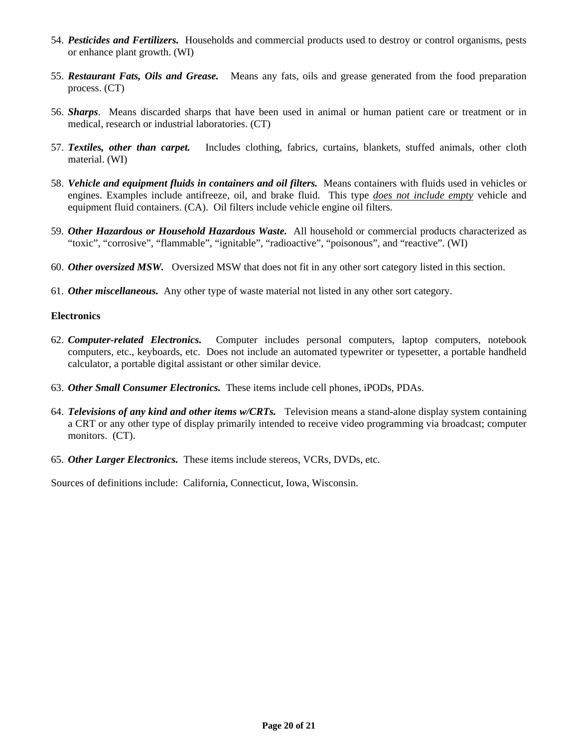54. ***Pesticides and Fertilizers.*** Households and commercial products used to destroy or control organisms, pests or enhance plant growth. (WI)

55. ***Restaurant Fats, Oils and Grease.*** Means any fats, oils and grease generated from the food preparation process. (CT)

56. ***Sharps***. Means discarded sharps that have been used in animal or human patient care or treatment or in medical, research or industrial laboratories. (CT)

57. ***Textiles, other than carpet.*** Includes clothing, fabrics, curtains, blankets, stuffed animals, other cloth material. (WI)

58. ***Vehicle and equipment fluids in containers and oil filters.*** Means containers with fluids used in vehicles or engines. Examples include antifreeze, oil, and brake fluid. This type <u>*does not include empty*</u> vehicle and equipment fluid containers. (CA). Oil filters include vehicle engine oil filters.

59. ***Other Hazardous or Household Hazardous Waste.*** All household or commercial products characterized as "toxic", "corrosive", "flammable", "ignitable", "radioactive", "poisonous", and "reactive". (WI)

60. ***Other oversized MSW.*** Oversized MSW that does not fit in any other sort category listed in this section.

61. ***Other miscellaneous.*** Any other type of waste material not listed in any other sort category.

**Electronics**

62. ***Computer-related Electronics.*** Computer includes personal computers, laptop computers, notebook computers, etc., keyboards, etc. Does not include an automated typewriter or typesetter, a portable handheld calculator, a portable digital assistant or other similar device.

63. ***Other Small Consumer Electronics.*** These items include cell phones, iPODs, PDAs.

64. ***Televisions of any kind and other items w/CRTs.*** Television means a stand-alone display system containing a CRT or any other type of display primarily intended to receive video programming via broadcast; computer monitors. (CT).

65. ***Other Larger Electronics.*** These items include stereos, VCRs, DVDs, etc.

Sources of definitions include: California, Connecticut, Iowa, Wisconsin.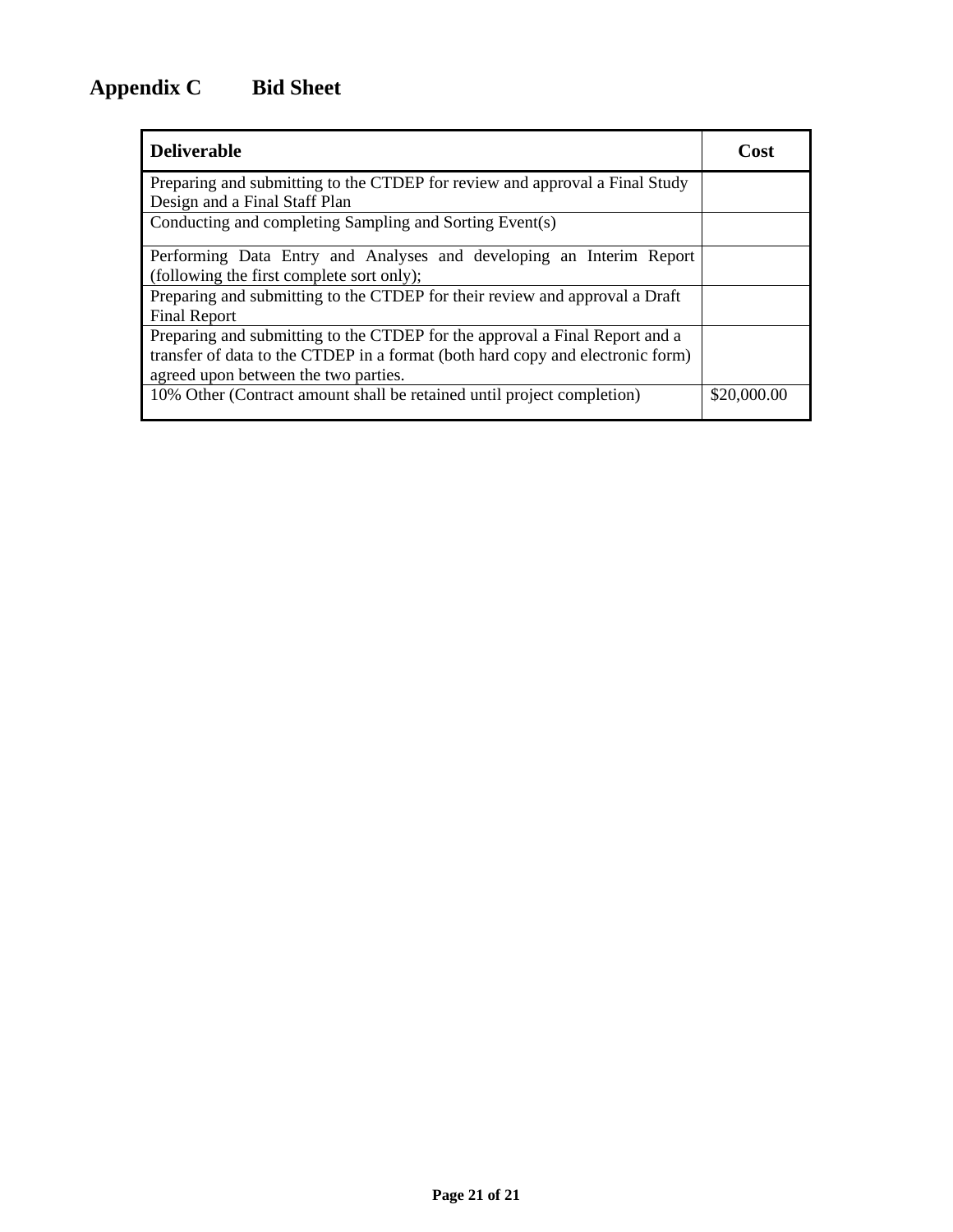# Appendix C Bid Sheet

| Deliverable | Cost |
|---|---|
| Preparing and submitting to the CTDEP for review and approval a Final Study Design and a Final Staff Plan | |
| Conducting and completing Sampling and Sorting Event(s) | |
| Performing Data Entry and Analyses and developing an Interim Report (following the first complete sort only); | |
| Preparing and submitting to the CTDEP for their review and approval a Draft Final Report | |
| Preparing and submitting to the CTDEP for the approval a Final Report and a transfer of data to the CTDEP in a format (both hard copy and electronic form) agreed upon between the two parties. | |
| 10% Other (Contract amount shall be retained until project completion) | $20,000.00 |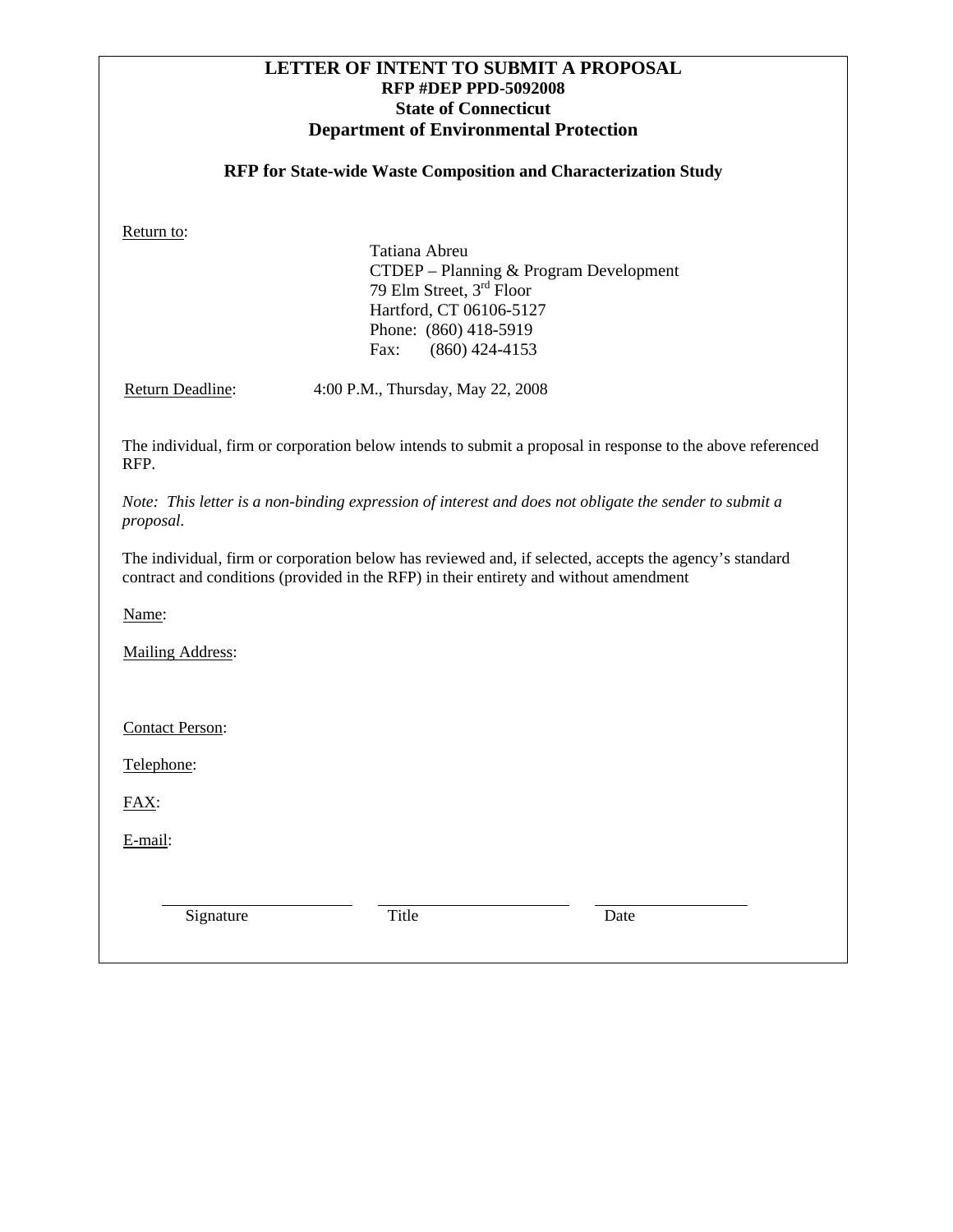# LETTER OF INTENT TO SUBMIT A PROPOSAL

**RFP #DEP PPD-5092008**

**State of Connecticut**

**Department of Environmental Protection**

**RFP for State-wide Waste Composition and Characterization Study**

Return to:

Tatiana Abreu
CTDEP – Planning & Program Development
79 Elm Street, 3rd Floor
Hartford, CT 06106-5127
Phone: (860) 418-5919
Fax: (860) 424-4153

Return Deadline: 4:00 P.M., Thursday, May 22, 2008

The individual, firm or corporation below intends to submit a proposal in response to the above referenced RFP.

*Note: This letter is a non-binding expression of interest and does not obligate the sender to submit a proposal.*

The individual, firm or corporation below has reviewed and, if selected, accepts the agency's standard contract and conditions (provided in the RFP) in their entirety and without amendment

Name:

Mailing Address:

Contact Person:

Telephone:

FAX:

E-mail:

| Signature | Title | Date |
|---|---|---|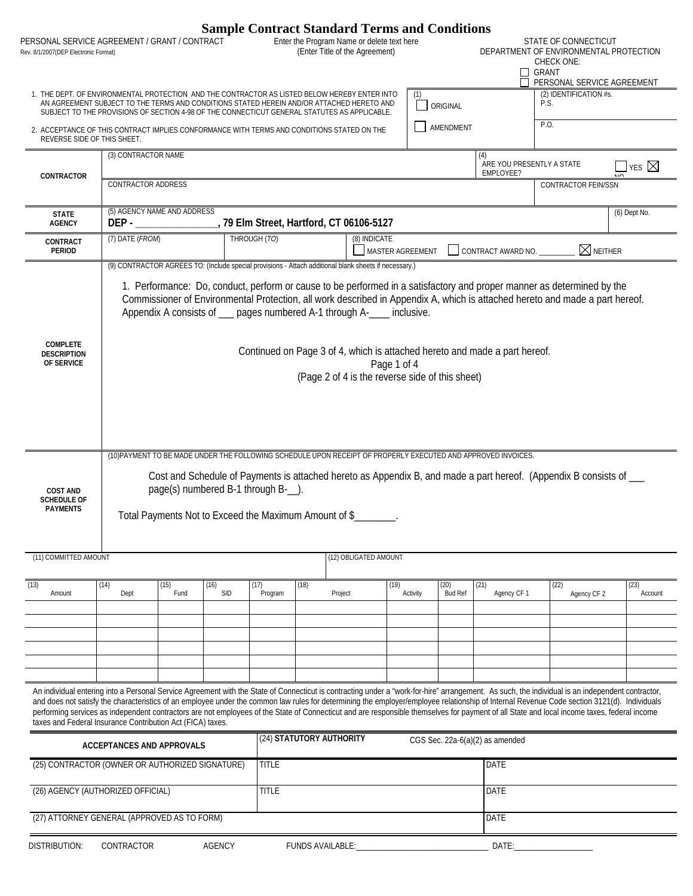# Sample Contract Standard Terms and Conditions

PERSONAL SERVICE AGREEMENT / GRANT / CONTRACT
Rev. 8/1/2007(DEP Electronic Format)

Enter the Program Name or delete text here
(Enter Title of the Agreement)

STATE OF CONNECTICUT
DEPARTMENT OF ENVIRONMENTAL PROTECTION
CHECK ONE:
☐ GRANT
☐ PERSONAL SERVICE AGREEMENT

1. THE DEPT. OF ENVIRONMENTAL PROTECTION AND THE CONTRACTOR AS LISTED BELOW HEREBY ENTER INTO AN AGREEMENT SUBJECT TO THE TERMS AND CONDITIONS STATED HEREIN AND/OR ATTACHED HERETO AND SUBJECT TO THE PROVISIONS OF SECTION 4-98 OF THE CONNECTICUT GENERAL STATUTES AS APPLICABLE.

2. ACCEPTANCE OF THIS CONTRACT IMPLIES CONFORMANCE WITH TERMS AND CONDITIONS STATED ON THE REVERSE SIDE OF THIS SHEET.

(1) ☐ ORIGINAL ☐ AMENDMENT

(2) IDENTIFICATION #s.
P.S.
P.O.

| | | |
|---|---|---|
| **CONTRACTOR** | (3) CONTRACTOR NAME | (4) ARE YOU PRESENTLY A STATE EMPLOYEE? ☐ YES ☒ NO |
| | CONTRACTOR ADDRESS | CONTRACTOR FEIN/SSN |
| **STATE AGENCY** | (5) AGENCY NAME AND ADDRESS<br>**DEP - ________________, 79 Elm Street, Hartford, CT 06106-5127** | (6) Dept No. |
| **CONTRACT PERIOD** | (7) DATE (*FROM*) THROUGH (*TO*) | (8) INDICATE ☐ MASTER AGREEMENT ☐ CONTRACT AWARD NO. _________ ☒ NEITHER |

**COMPLETE DESCRIPTION OF SERVICE**

(9) CONTRACTOR AGREES TO: (Include special provisions - Attach additional blank sheets if necessary.)

1. Performance: Do, conduct, perform or cause to be performed in a satisfactory and proper manner as determined by the Commissioner of Environmental Protection, all work described in Appendix A, which is attached hereto and made a part hereof. Appendix A consists of ___ pages numbered A-1 through A-____ inclusive.

Continued on Page 3 of 4, which is attached hereto and made a part hereof.
Page 1 of 4
(Page 2 of 4 is the reverse side of this sheet)

**COST AND SCHEDULE OF PAYMENTS**

(10)PAYMENT TO BE MADE UNDER THE FOLLOWING SCHEDULE UPON RECEIPT OF PROPERLY EXECUTED AND APPROVED INVOICES.

Cost and Schedule of Payments is attached hereto as Appendix B, and made a part hereof. (Appendix B consists of ___ page(s) numbered B-1 through B-__).

Total Payments Not to Exceed the Maximum Amount of $________.

(11) COMMITTED AMOUNT (12) OBLIGATED AMOUNT

| (13) Amount | (14) Dept | (15) Fund | (16) SID | (17) Program | (18) Project | (19) Activity | (20) Bud Ref | (21) Agency CF 1 | (22) Agency CF 2 | (23) Account |
|---|---|---|---|---|---|---|---|---|---|---|
| | | | | | | | | | | |
| | | | | | | | | | | |
| | | | | | | | | | | |
| | | | | | | | | | | |
| | | | | | | | | | | |
| | | | | | | | | | | |

An individual entering into a Personal Service Agreement with the State of Connecticut is contracting under a "work-for-hire" arrangement. As such, the individual is an independent contractor, and does not satisfy the characteristics of an employee under the common law rules for determining the employer/employee relationship of Internal Revenue Code section 3121(d). Individuals performing services as independent contractors are not employees of the State of Connecticut and are responsible themselves for payment of all State and local income taxes, federal income taxes and Federal Insurance Contribution Act (FICA) taxes.

| **ACCEPTANCES AND APPROVALS** | (24) **STATUTORY AUTHORITY** CGS Sec. 22a-6(a)(2) as amended | |
|---|---|---|
| (25) CONTRACTOR (OWNER OR AUTHORIZED SIGNATURE) | TITLE | DATE |
| (26) AGENCY (AUTHORIZED OFFICIAL) | TITLE | DATE |
| (27) ATTORNEY GENERAL (APPROVED AS TO FORM) | | DATE |

DISTRIBUTION: CONTRACTOR AGENCY FUNDS AVAILABLE:_______________________________ DATE:___________________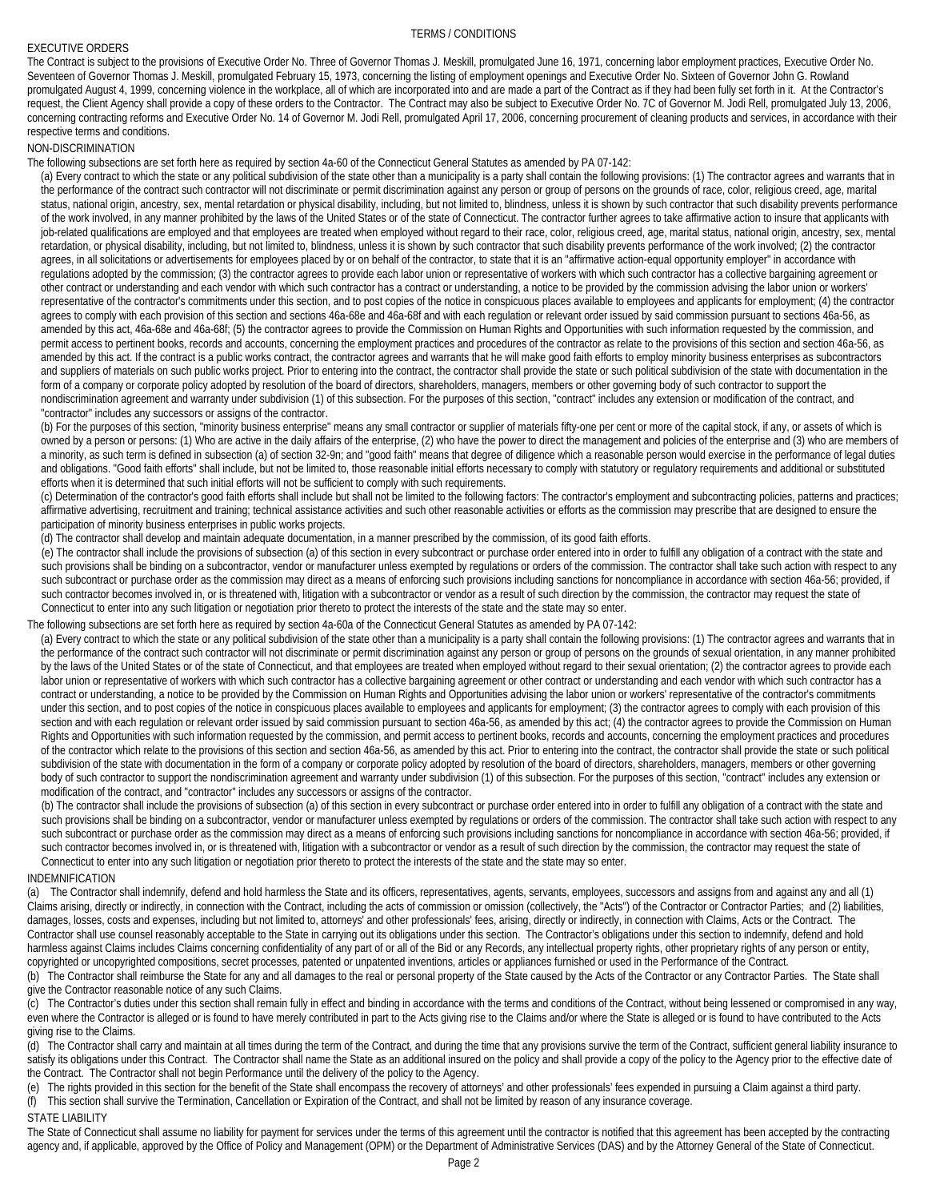# TERMS / CONDITIONS

## EXECUTIVE ORDERS

The Contract is subject to the provisions of Executive Order No. Three of Governor Thomas J. Meskill, promulgated June 16, 1971, concerning labor employment practices, Executive Order No. Seventeen of Governor Thomas J. Meskill, promulgated February 15, 1973, concerning the listing of employment openings and Executive Order No. Sixteen of Governor John G. Rowland promulgated August 4, 1999, concerning violence in the workplace, all of which are incorporated into and are made a part of the Contract as if they had been fully set forth in it. At the Contractor's request, the Client Agency shall provide a copy of these orders to the Contractor. The Contract may also be subject to Executive Order No. 7C of Governor M. Jodi Rell, promulgated July 13, 2006, concerning contracting reforms and Executive Order No. 14 of Governor M. Jodi Rell, promulgated April 17, 2006, concerning procurement of cleaning products and services, in accordance with their respective terms and conditions.

## NON-DISCRIMINATION

The following subsections are set forth here as required by section 4a-60 of the Connecticut General Statutes as amended by PA 07-142:

(a) Every contract to which the state or any political subdivision of the state other than a municipality is a party shall contain the following provisions: (1) The contractor agrees and warrants that in the performance of the contract such contractor will not discriminate or permit discrimination against any person or group of persons on the grounds of race, color, religious creed, age, marital status, national origin, ancestry, sex, mental retardation or physical disability, including, but not limited to, blindness, unless it is shown by such contractor that such disability prevents performance of the work involved, in any manner prohibited by the laws of the United States or of the state of Connecticut. The contractor further agrees to take affirmative action to insure that applicants with job-related qualifications are employed and that employees are treated when employed without regard to their race, color, religious creed, age, marital status, national origin, ancestry, sex, mental retardation, or physical disability, including, but not limited to, blindness, unless it is shown by such contractor that such disability prevents performance of the work involved; (2) the contractor agrees, in all solicitations or advertisements for employees placed by or on behalf of the contractor, to state that it is an "affirmative action-equal opportunity employer" in accordance with regulations adopted by the commission; (3) the contractor agrees to provide each labor union or representative of workers with which such contractor has a collective bargaining agreement or other contract or understanding and each vendor with which such contractor has a contract or understanding, a notice to be provided by the commission advising the labor union or workers' representative of the contractor's commitments under this section, and to post copies of the notice in conspicuous places available to employees and applicants for employment; (4) the contractor agrees to comply with each provision of this section and sections 46a-68e and 46a-68f and with each regulation or relevant order issued by said commission pursuant to sections 46a-56, as amended by this act, 46a-68e and 46a-68f; (5) the contractor agrees to provide the Commission on Human Rights and Opportunities with such information requested by the commission, and permit access to pertinent books, records and accounts, concerning the employment practices and procedures of the contractor as relate to the provisions of this section and section 46a-56, as amended by this act. If the contract is a public works contract, the contractor agrees and warrants that he will make good faith efforts to employ minority business enterprises as subcontractors and suppliers of materials on such public works project. Prior to entering into the contract, the contractor shall provide the state or such political subdivision of the state with documentation in the form of a company or corporate policy adopted by resolution of the board of directors, shareholders, managers, members or other governing body of such contractor to support the nondiscrimination agreement and warranty under subdivision (1) of this subsection. For the purposes of this section, "contract" includes any extension or modification of the contract, and "contractor" includes any successors or assigns of the contractor.

(b) For the purposes of this section, "minority business enterprise" means any small contractor or supplier of materials fifty-one per cent or more of the capital stock, if any, or assets of which is owned by a person or persons: (1) Who are active in the daily affairs of the enterprise, (2) who have the power to direct the management and policies of the enterprise and (3) who are members of a minority, as such term is defined in subsection (a) of section 32-9n; and "good faith" means that degree of diligence which a reasonable person would exercise in the performance of legal duties and obligations. "Good faith efforts" shall include, but not be limited to, those reasonable initial efforts necessary to comply with statutory or regulatory requirements and additional or substituted efforts when it is determined that such initial efforts will not be sufficient to comply with such requirements.

(c) Determination of the contractor's good faith efforts shall include but shall not be limited to the following factors: The contractor's employment and subcontracting policies, patterns and practices; affirmative advertising, recruitment and training; technical assistance activities and such other reasonable activities or efforts as the commission may prescribe that are designed to ensure the participation of minority business enterprises in public works projects.

(d) The contractor shall develop and maintain adequate documentation, in a manner prescribed by the commission, of its good faith efforts.

(e) The contractor shall include the provisions of subsection (a) of this section in every subcontract or purchase order entered into in order to fulfill any obligation of a contract with the state and such provisions shall be binding on a subcontractor, vendor or manufacturer unless exempted by regulations or orders of the commission. The contractor shall take such action with respect to any such subcontract or purchase order as the commission may direct as a means of enforcing such provisions including sanctions for noncompliance in accordance with section 46a-56; provided, if such contractor becomes involved in, or is threatened with, litigation with a subcontractor or vendor as a result of such direction by the commission, the contractor may request the state of Connecticut to enter into any such litigation or negotiation prior thereto to protect the interests of the state and the state may so enter.

The following subsections are set forth here as required by section 4a-60a of the Connecticut General Statutes as amended by PA 07-142:

(a) Every contract to which the state or any political subdivision of the state other than a municipality is a party shall contain the following provisions: (1) The contractor agrees and warrants that in the performance of the contract such contractor will not discriminate or permit discrimination against any person or group of persons on the grounds of sexual orientation, in any manner prohibited by the laws of the United States or of the state of Connecticut, and that employees are treated when employed without regard to their sexual orientation; (2) the contractor agrees to provide each labor union or representative of workers with which such contractor has a collective bargaining agreement or other contract or understanding and each vendor with which such contractor has a contract or understanding, a notice to be provided by the Commission on Human Rights and Opportunities advising the labor union or workers' representative of the contractor's commitments under this section, and to post copies of the notice in conspicuous places available to employees and applicants for employment; (3) the contractor agrees to comply with each provision of this section and with each regulation or relevant order issued by said commission pursuant to section 46a-56, as amended by this act; (4) the contractor agrees to provide the Commission on Human Rights and Opportunities with such information requested by the commission, and permit access to pertinent books, records and accounts, concerning the employment practices and procedures of the contractor which relate to the provisions of this section and section 46a-56, as amended by this act. Prior to entering into the contract, the contractor shall provide the state or such political subdivision of the state with documentation in the form of a company or corporate policy adopted by resolution of the board of directors, shareholders, managers, members or other governing body of such contractor to support the nondiscrimination agreement and warranty under subdivision (1) of this subsection. For the purposes of this section, "contract" includes any extension or modification of the contract, and "contractor" includes any successors or assigns of the contractor.

(b) The contractor shall include the provisions of subsection (a) of this section in every subcontract or purchase order entered into in order to fulfill any obligation of a contract with the state and such provisions shall be binding on a subcontractor, vendor or manufacturer unless exempted by regulations or orders of the commission. The contractor shall take such action with respect to any such subcontract or purchase order as the commission may direct as a means of enforcing such provisions including sanctions for noncompliance in accordance with section 46a-56; provided, if such contractor becomes involved in, or is threatened with, litigation with a subcontractor or vendor as a result of such direction by the commission, the contractor may request the state of Connecticut to enter into any such litigation or negotiation prior thereto to protect the interests of the state and the state may so enter.

## INDEMNIFICATION

(a) The Contractor shall indemnify, defend and hold harmless the State and its officers, representatives, agents, servants, employees, successors and assigns from and against any and all (1) Claims arising, directly or indirectly, in connection with the Contract, including the acts of commission or omission (collectively, the "Acts") of the Contractor or Contractor Parties; and (2) liabilities, damages, losses, costs and expenses, including but not limited to, attorneys' and other professionals' fees, arising, directly or indirectly, in connection with Claims, Acts or the Contract. The Contractor shall use counsel reasonably acceptable to the State in carrying out its obligations under this section. The Contractor's obligations under this section to indemnify, defend and hold harmless against Claims includes Claims concerning confidentiality of any part of or all of the Bid or any Records, any intellectual property rights, other proprietary rights of any person or entity, copyrighted or uncopyrighted compositions, secret processes, patented or unpatented inventions, articles or appliances furnished or used in the Performance of the Contract.

(b) The Contractor shall reimburse the State for any and all damages to the real or personal property of the State caused by the Acts of the Contractor or any Contractor Parties. The State shall give the Contractor reasonable notice of any such Claims.

(c) The Contractor's duties under this section shall remain fully in effect and binding in accordance with the terms and conditions of the Contract, without being lessened or compromised in any way, even where the Contractor is alleged or is found to have merely contributed in part to the Acts giving rise to the Claims and/or where the State is alleged or is found to have contributed to the Acts giving rise to the Claims.

(d) The Contractor shall carry and maintain at all times during the term of the Contract, and during the time that any provisions survive the term of the Contract, sufficient general liability insurance to satisfy its obligations under this Contract. The Contractor shall name the State as an additional insured on the policy and shall provide a copy of the policy to the Agency prior to the effective date of the Contract. The Contractor shall not begin Performance until the delivery of the policy to the Agency.

(e) The rights provided in this section for the benefit of the State shall encompass the recovery of attorneys' and other professionals' fees expended in pursuing a Claim against a third party.

(f) This section shall survive the Termination, Cancellation or Expiration of the Contract, and shall not be limited by reason of any insurance coverage.

## STATE LIABILITY

The State of Connecticut shall assume no liability for payment for services under the terms of this agreement until the contractor is notified that this agreement has been accepted by the contracting agency and, if applicable, approved by the Office of Policy and Management (OPM) or the Department of Administrative Services (DAS) and by the Attorney General of the State of Connecticut.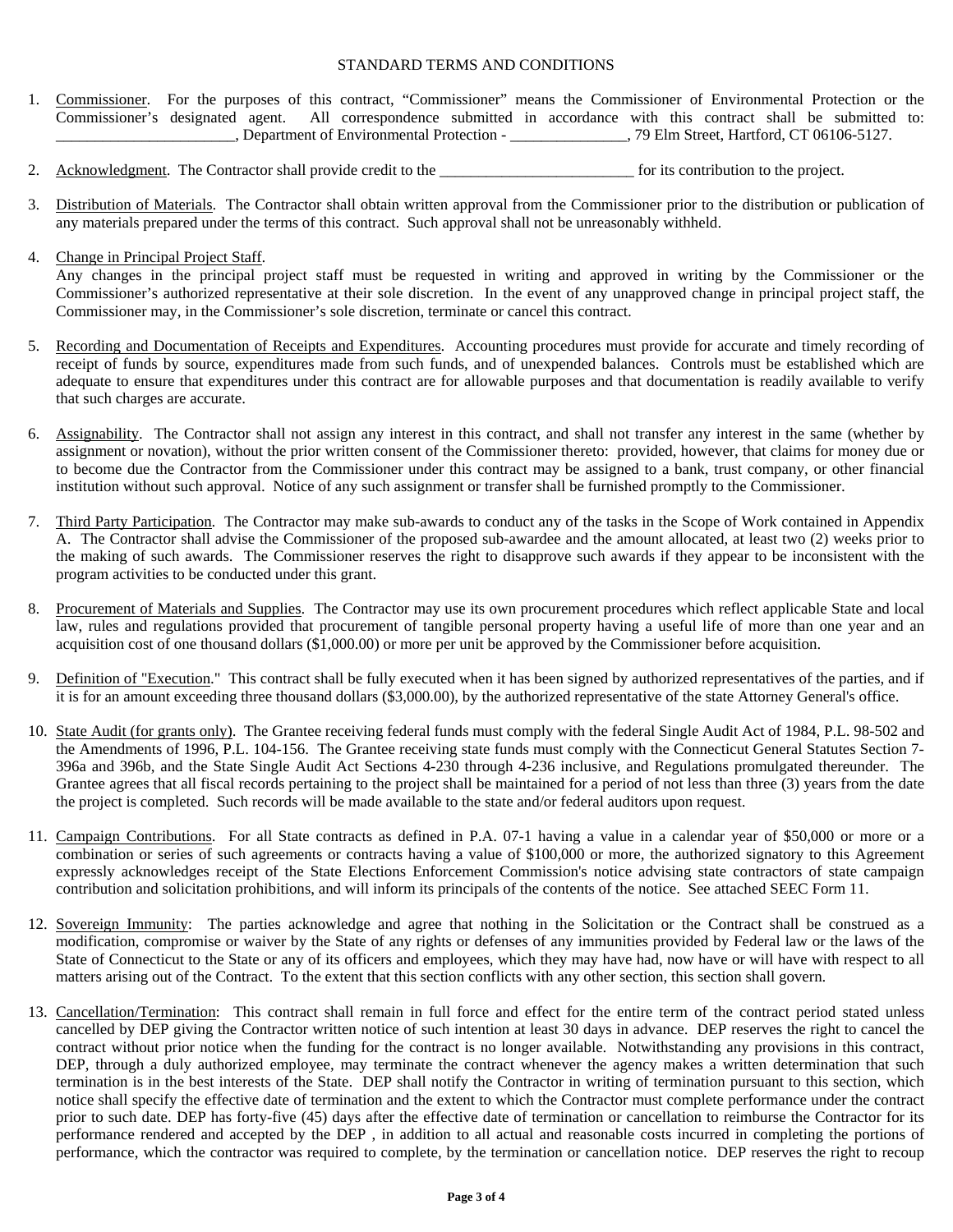STANDARD TERMS AND CONDITIONS

1. Commissioner. For the purposes of this contract, "Commissioner" means the Commissioner of Environmental Protection or the Commissioner's designated agent. All correspondence submitted in accordance with this contract shall be submitted to: _______________________, Department of Environmental Protection - _______________, 79 Elm Street, Hartford, CT 06106-5127.

2. Acknowledgment. The Contractor shall provide credit to the _________________________ for its contribution to the project.

3. Distribution of Materials. The Contractor shall obtain written approval from the Commissioner prior to the distribution or publication of any materials prepared under the terms of this contract. Such approval shall not be unreasonably withheld.

4. Change in Principal Project Staff.
   Any changes in the principal project staff must be requested in writing and approved in writing by the Commissioner or the Commissioner's authorized representative at their sole discretion. In the event of any unapproved change in principal project staff, the Commissioner may, in the Commissioner's sole discretion, terminate or cancel this contract.

5. Recording and Documentation of Receipts and Expenditures. Accounting procedures must provide for accurate and timely recording of receipt of funds by source, expenditures made from such funds, and of unexpended balances. Controls must be established which are adequate to ensure that expenditures under this contract are for allowable purposes and that documentation is readily available to verify that such charges are accurate.

6. Assignability. The Contractor shall not assign any interest in this contract, and shall not transfer any interest in the same (whether by assignment or novation), without the prior written consent of the Commissioner thereto: provided, however, that claims for money due or to become due the Contractor from the Commissioner under this contract may be assigned to a bank, trust company, or other financial institution without such approval. Notice of any such assignment or transfer shall be furnished promptly to the Commissioner.

7. Third Party Participation. The Contractor may make sub-awards to conduct any of the tasks in the Scope of Work contained in Appendix A. The Contractor shall advise the Commissioner of the proposed sub-awardee and the amount allocated, at least two (2) weeks prior to the making of such awards. The Commissioner reserves the right to disapprove such awards if they appear to be inconsistent with the program activities to be conducted under this grant.

8. Procurement of Materials and Supplies. The Contractor may use its own procurement procedures which reflect applicable State and local law, rules and regulations provided that procurement of tangible personal property having a useful life of more than one year and an acquisition cost of one thousand dollars ($1,000.00) or more per unit be approved by the Commissioner before acquisition.

9. Definition of "Execution." This contract shall be fully executed when it has been signed by authorized representatives of the parties, and if it is for an amount exceeding three thousand dollars ($3,000.00), by the authorized representative of the state Attorney General's office.

10. State Audit (for grants only). The Grantee receiving federal funds must comply with the federal Single Audit Act of 1984, P.L. 98-502 and the Amendments of 1996, P.L. 104-156. The Grantee receiving state funds must comply with the Connecticut General Statutes Section 7-396a and 396b, and the State Single Audit Act Sections 4-230 through 4-236 inclusive, and Regulations promulgated thereunder. The Grantee agrees that all fiscal records pertaining to the project shall be maintained for a period of not less than three (3) years from the date the project is completed. Such records will be made available to the state and/or federal auditors upon request.

11. Campaign Contributions. For all State contracts as defined in P.A. 07-1 having a value in a calendar year of $50,000 or more or a combination or series of such agreements or contracts having a value of $100,000 or more, the authorized signatory to this Agreement expressly acknowledges receipt of the State Elections Enforcement Commission's notice advising state contractors of state campaign contribution and solicitation prohibitions, and will inform its principals of the contents of the notice. See attached SEEC Form 11.

12. Sovereign Immunity: The parties acknowledge and agree that nothing in the Solicitation or the Contract shall be construed as a modification, compromise or waiver by the State of any rights or defenses of any immunities provided by Federal law or the laws of the State of Connecticut to the State or any of its officers and employees, which they may have had, now have or will have with respect to all matters arising out of the Contract. To the extent that this section conflicts with any other section, this section shall govern.

13. Cancellation/Termination: This contract shall remain in full force and effect for the entire term of the contract period stated unless cancelled by DEP giving the Contractor written notice of such intention at least 30 days in advance. DEP reserves the right to cancel the contract without prior notice when the funding for the contract is no longer available. Notwithstanding any provisions in this contract, DEP, through a duly authorized employee, may terminate the contract whenever the agency makes a written determination that such termination is in the best interests of the State. DEP shall notify the Contractor in writing of termination pursuant to this section, which notice shall specify the effective date of termination and the extent to which the Contractor must complete performance under the contract prior to such date. DEP has forty-five (45) days after the effective date of termination or cancellation to reimburse the Contractor for its performance rendered and accepted by the DEP , in addition to all actual and reasonable costs incurred in completing the portions of performance, which the contractor was required to complete, by the termination or cancellation notice. DEP reserves the right to recoup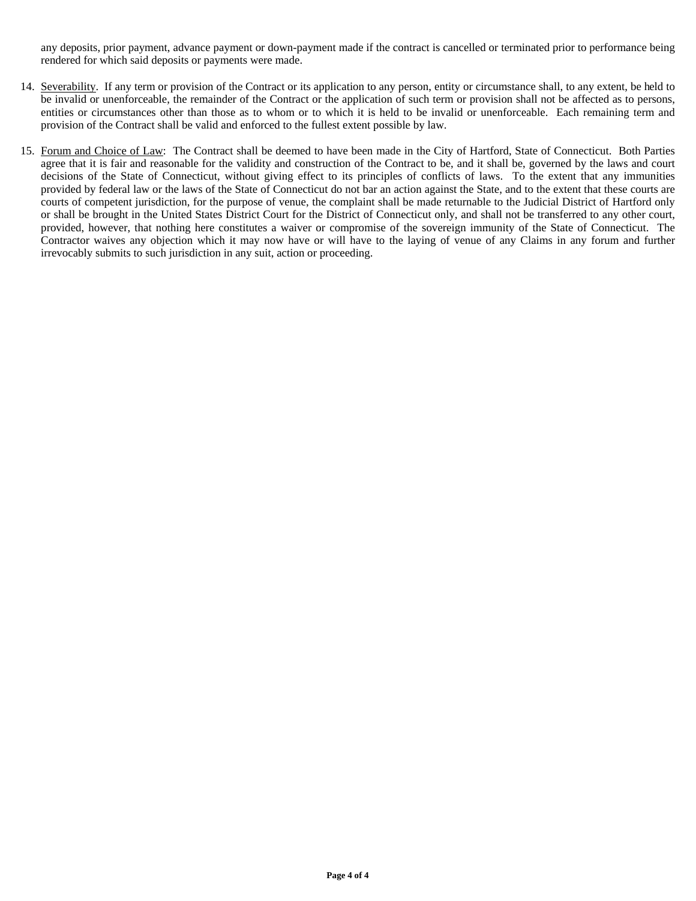any deposits, prior payment, advance payment or down-payment made if the contract is cancelled or terminated prior to performance being rendered for which said deposits or payments were made.

14. Severability. If any term or provision of the Contract or its application to any person, entity or circumstance shall, to any extent, be held to be invalid or unenforceable, the remainder of the Contract or the application of such term or provision shall not be affected as to persons, entities or circumstances other than those as to whom or to which it is held to be invalid or unenforceable. Each remaining term and provision of the Contract shall be valid and enforced to the fullest extent possible by law.

15. Forum and Choice of Law: The Contract shall be deemed to have been made in the City of Hartford, State of Connecticut. Both Parties agree that it is fair and reasonable for the validity and construction of the Contract to be, and it shall be, governed by the laws and court decisions of the State of Connecticut, without giving effect to its principles of conflicts of laws. To the extent that any immunities provided by federal law or the laws of the State of Connecticut do not bar an action against the State, and to the extent that these courts are courts of competent jurisdiction, for the purpose of venue, the complaint shall be made returnable to the Judicial District of Hartford only or shall be brought in the United States District Court for the District of Connecticut only, and shall not be transferred to any other court, provided, however, that nothing here constitutes a waiver or compromise of the sovereign immunity of the State of Connecticut. The Contractor waives any objection which it may now have or will have to the laying of venue of any Claims in any forum and further irrevocably submits to such jurisdiction in any suit, action or proceeding.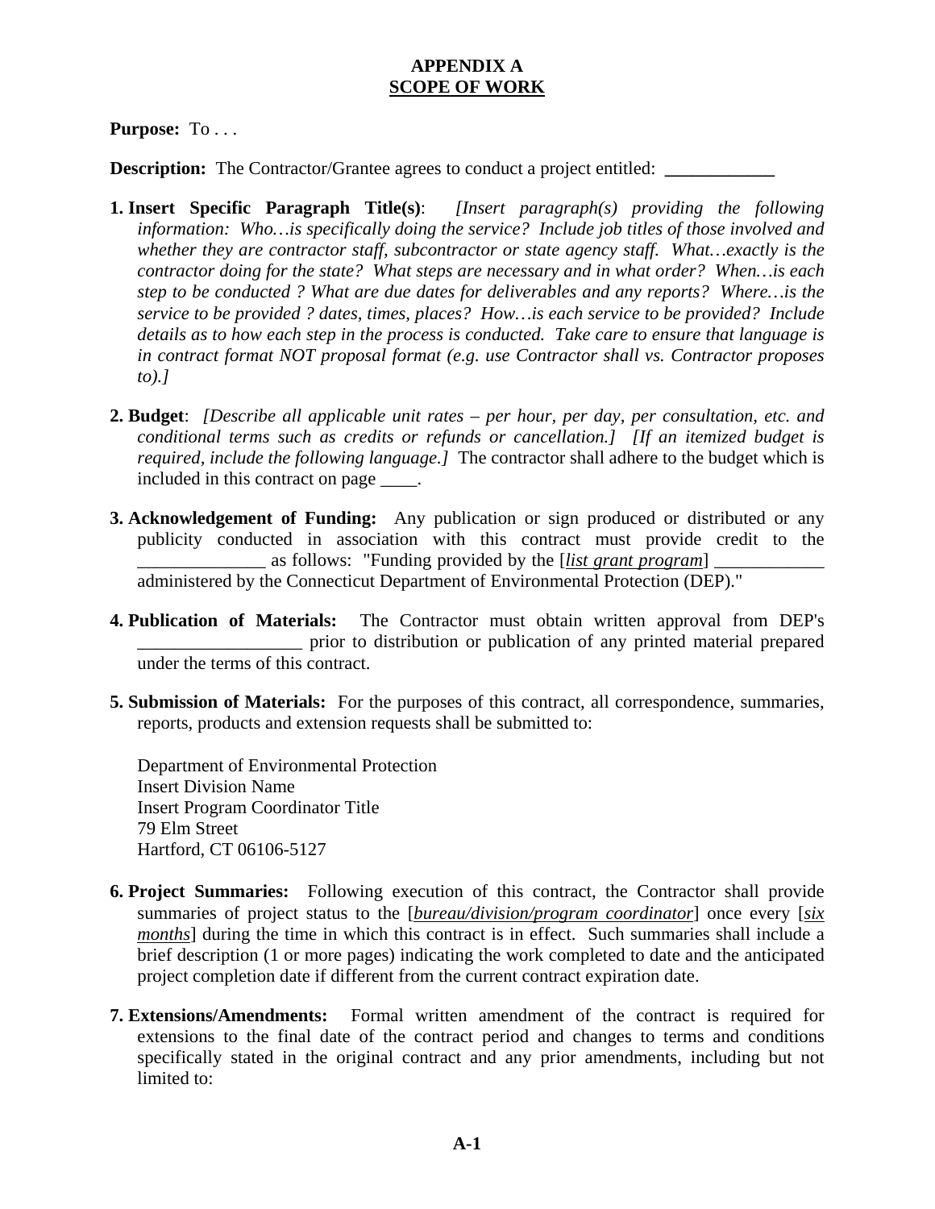# APPENDIX A
## <u>SCOPE OF WORK</u>

**Purpose:** To . . .

**Description:** The Contractor/Grantee agrees to conduct a project entitled: ____________

1. **Insert Specific Paragraph Title(s)**: *[Insert paragraph(s) providing the following information: Who…is specifically doing the service? Include job titles of those involved and whether they are contractor staff, subcontractor or state agency staff. What…exactly is the contractor doing for the state? What steps are necessary and in what order? When…is each step to be conducted ? What are due dates for deliverables and any reports? Where…is the service to be provided ? dates, times, places? How…is each service to be provided? Include details as to how each step in the process is conducted. Take care to ensure that language is in contract format NOT proposal format (e.g. use Contractor shall vs. Contractor proposes to).]*

2. **Budget**: *[Describe all applicable unit rates – per hour, per day, per consultation, etc. and conditional terms such as credits or refunds or cancellation.] [If an itemized budget is required, include the following language.]* The contractor shall adhere to the budget which is included in this contract on page ____.

3. **Acknowledgement of Funding:** Any publication or sign produced or distributed or any publicity conducted in association with this contract must provide credit to the ______________ as follows: "Funding provided by the [*<u>list grant program</u>*] ____________ administered by the Connecticut Department of Environmental Protection (DEP)."

4. **Publication of Materials:** The Contractor must obtain written approval from DEP's __________________ prior to distribution or publication of any printed material prepared under the terms of this contract.

5. **Submission of Materials:** For the purposes of this contract, all correspondence, summaries, reports, products and extension requests shall be submitted to:

   Department of Environmental Protection
   Insert Division Name
   Insert Program Coordinator Title
   79 Elm Street
   Hartford, CT 06106-5127

6. **Project Summaries:** Following execution of this contract, the Contractor shall provide summaries of project status to the [*<u>bureau/division/program coordinator</u>*] once every [*<u>six months</u>*] during the time in which this contract is in effect. Such summaries shall include a brief description (1 or more pages) indicating the work completed to date and the anticipated project completion date if different from the current contract expiration date.

7. **Extensions/Amendments:** Formal written amendment of the contract is required for extensions to the final date of the contract period and changes to terms and conditions specifically stated in the original contract and any prior amendments, including but not limited to: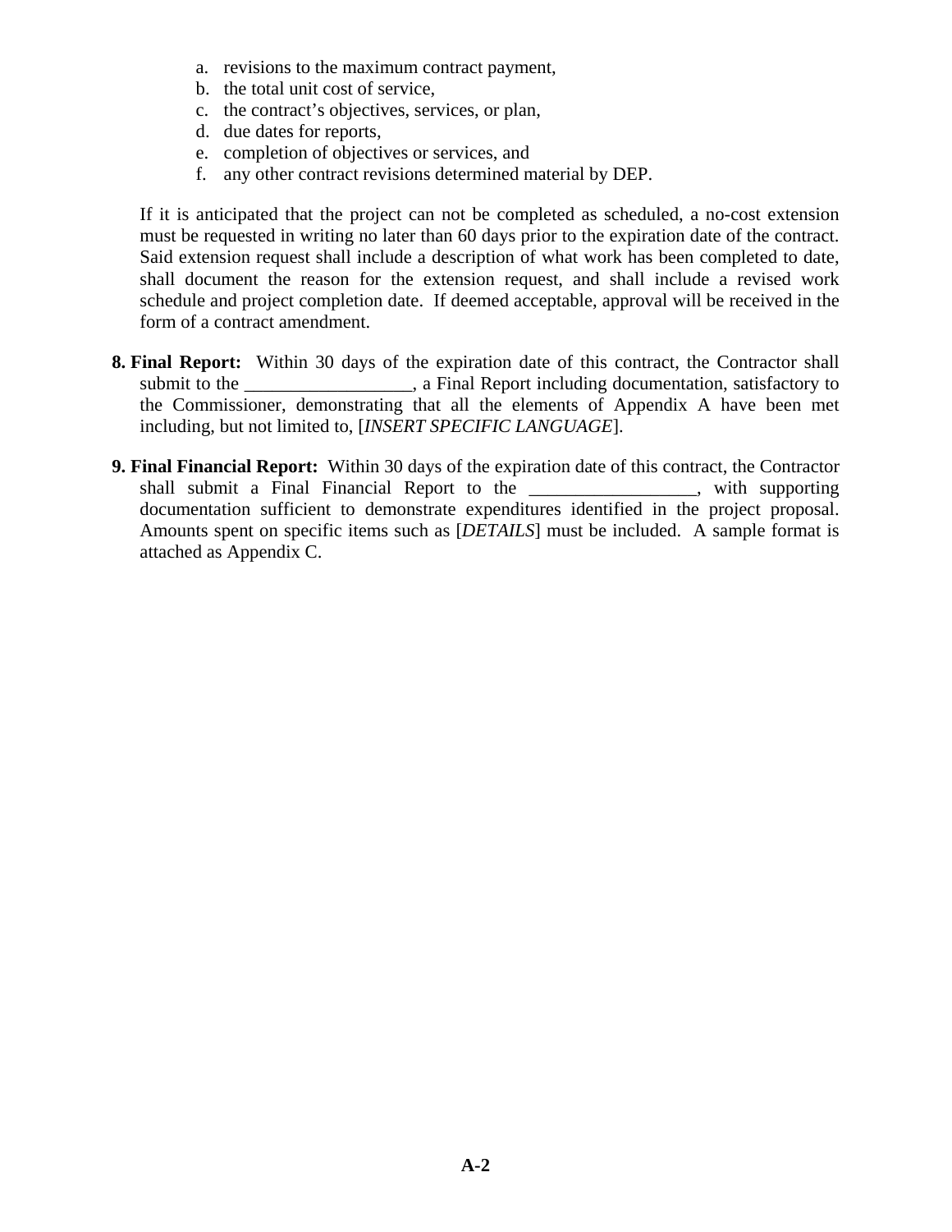a. revisions to the maximum contract payment,
b. the total unit cost of service,
c. the contract's objectives, services, or plan,
d. due dates for reports,
e. completion of objectives or services, and
f. any other contract revisions determined material by DEP.

If it is anticipated that the project can not be completed as scheduled, a no-cost extension must be requested in writing no later than 60 days prior to the expiration date of the contract. Said extension request shall include a description of what work has been completed to date, shall document the reason for the extension request, and shall include a revised work schedule and project completion date. If deemed acceptable, approval will be received in the form of a contract amendment.

**8. Final Report:** Within 30 days of the expiration date of this contract, the Contractor shall submit to the ________________, a Final Report including documentation, satisfactory to the Commissioner, demonstrating that all the elements of Appendix A have been met including, but not limited to, [*INSERT SPECIFIC LANGUAGE*].

**9. Final Financial Report:** Within 30 days of the expiration date of this contract, the Contractor shall submit a Final Financial Report to the ________________, with supporting documentation sufficient to demonstrate expenditures identified in the project proposal. Amounts spent on specific items such as [*DETAILS*] must be included. A sample format is attached as Appendix C.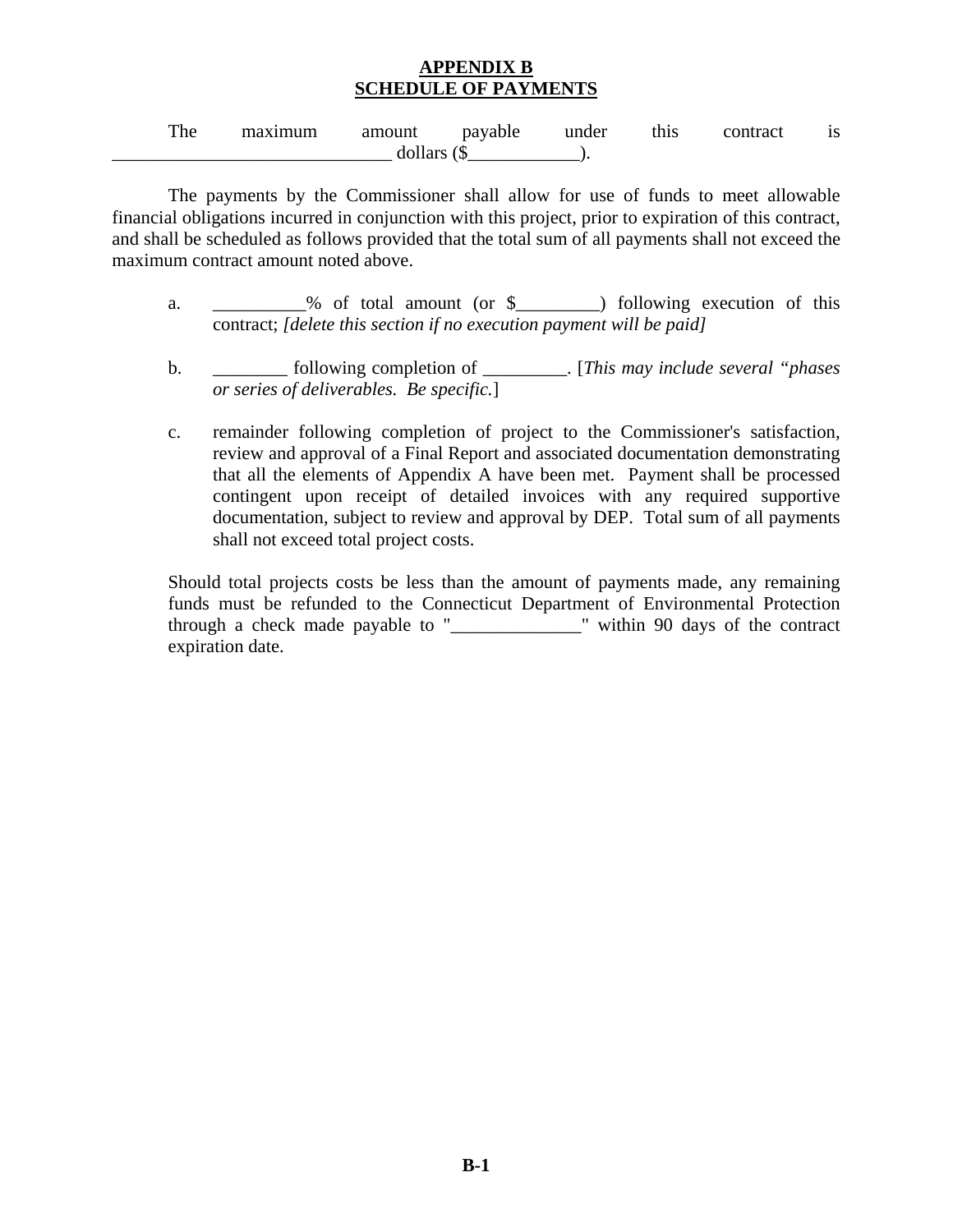# APPENDIX B
## SCHEDULE OF PAYMENTS

The maximum amount payable under this contract is ______________________________ dollars ($____________).

The payments by the Commissioner shall allow for use of funds to meet allowable financial obligations incurred in conjunction with this project, prior to expiration of this contract, and shall be scheduled as follows provided that the total sum of all payments shall not exceed the maximum contract amount noted above.

a. __________% of total amount (or $_________) following execution of this contract; *[delete this section if no execution payment will be paid]*

b. ________ following completion of _________. [*This may include several "phases or series of deliverables. Be specific.*]

c. remainder following completion of project to the Commissioner's satisfaction, review and approval of a Final Report and associated documentation demonstrating that all the elements of Appendix A have been met. Payment shall be processed contingent upon receipt of detailed invoices with any required supportive documentation, subject to review and approval by DEP. Total sum of all payments shall not exceed total project costs.

Should total projects costs be less than the amount of payments made, any remaining funds must be refunded to the Connecticut Department of Environmental Protection through a check made payable to "______________" within 90 days of the contract expiration date.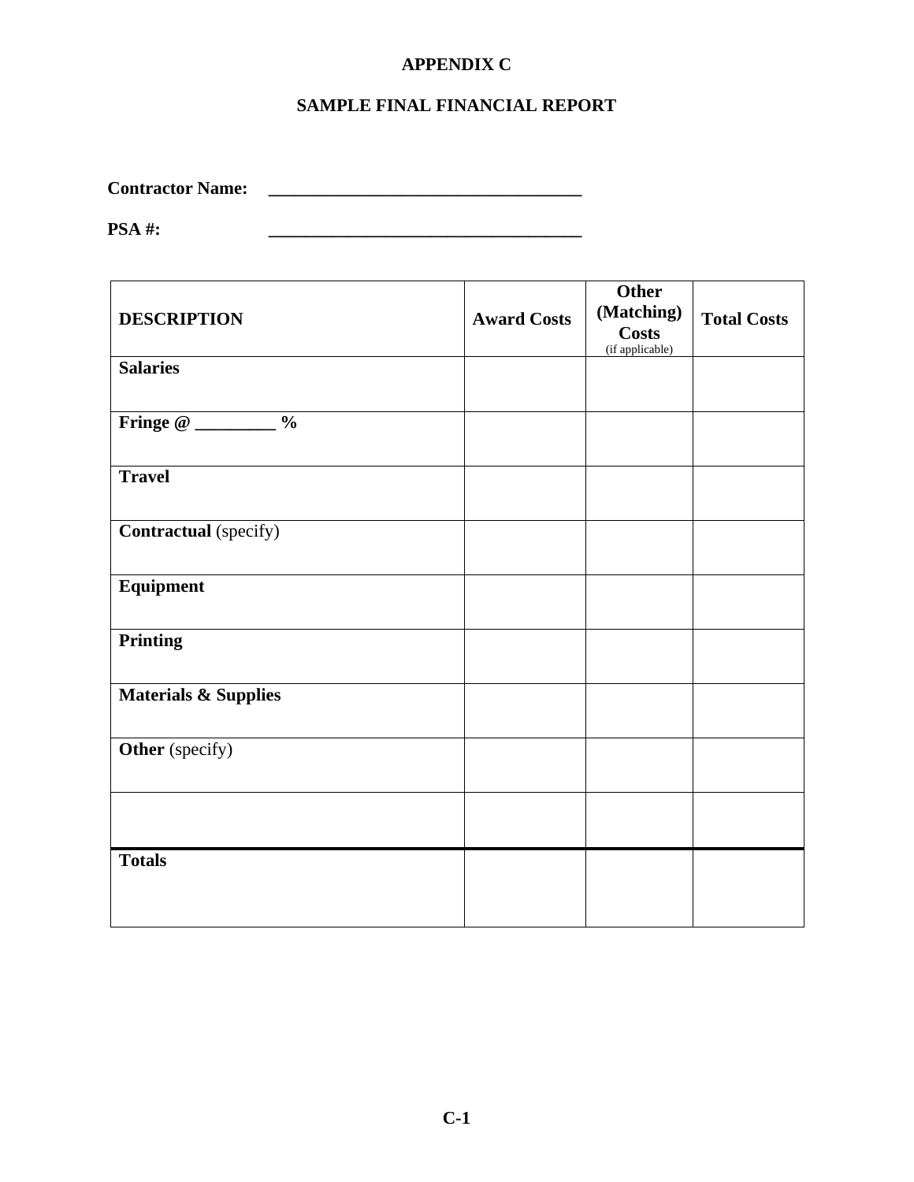# APPENDIX C

## SAMPLE FINAL FINANCIAL REPORT

**Contractor Name:** ___________________________________

**PSA #:** ___________________________________

| **DESCRIPTION** | **Award Costs** | **Other (Matching) Costs** (if applicable) | **Total Costs** |
|---|---|---|---|
| **Salaries** | | | |
| **Fringe @ _________ %** | | | |
| **Travel** | | | |
| **Contractual** (specify) | | | |
| **Equipment** | | | |
| **Printing** | | | |
| **Materials & Supplies** | | | |
| **Other** (specify) | | | |
| | | | |
| **Totals** | | | |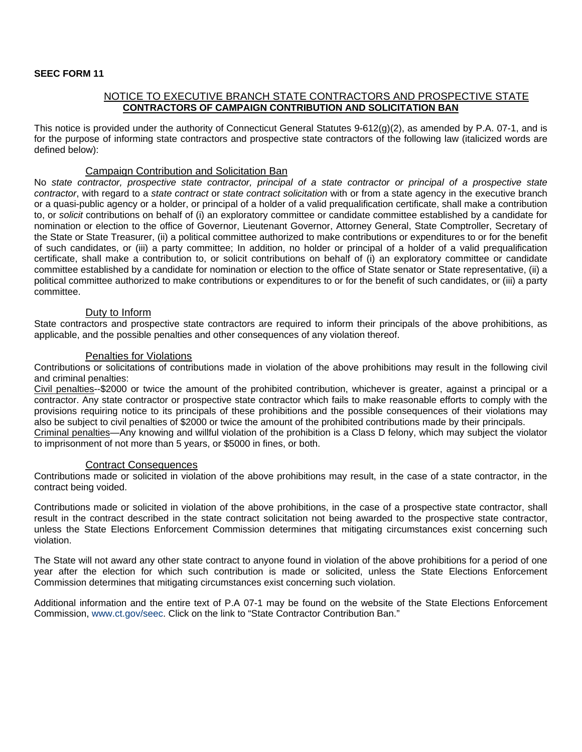**SEEC FORM 11**

## NOTICE TO EXECUTIVE BRANCH STATE CONTRACTORS AND PROSPECTIVE STATE CONTRACTORS OF CAMPAIGN CONTRIBUTION AND SOLICITATION BAN

This notice is provided under the authority of Connecticut General Statutes 9-612(g)(2), as amended by P.A. 07-1, and is for the purpose of informing state contractors and prospective state contractors of the following law (italicized words are defined below):

### Campaign Contribution and Solicitation Ban

No *state contractor, prospective state contractor, principal of a state contractor or principal of a prospective state contractor*, with regard to a *state contract* or *state contract solicitation* with or from a state agency in the executive branch or a quasi-public agency or a holder, or principal of a holder of a valid prequalification certificate, shall make a contribution to, or *solicit* contributions on behalf of (i) an exploratory committee or candidate committee established by a candidate for nomination or election to the office of Governor, Lieutenant Governor, Attorney General, State Comptroller, Secretary of the State or State Treasurer, (ii) a political committee authorized to make contributions or expenditures to or for the benefit of such candidates, or (iii) a party committee; In addition, no holder or principal of a holder of a valid prequalification certificate, shall make a contribution to, or solicit contributions on behalf of (i) an exploratory committee or candidate committee established by a candidate for nomination or election to the office of State senator or State representative, (ii) a political committee authorized to make contributions or expenditures to or for the benefit of such candidates, or (iii) a party committee.

### Duty to Inform

State contractors and prospective state contractors are required to inform their principals of the above prohibitions, as applicable, and the possible penalties and other consequences of any violation thereof.

### Penalties for Violations

Contributions or solicitations of contributions made in violation of the above prohibitions may result in the following civil and criminal penalties:

Civil penalties--$2000 or twice the amount of the prohibited contribution, whichever is greater, against a principal or a contractor. Any state contractor or prospective state contractor which fails to make reasonable efforts to comply with the provisions requiring notice to its principals of these prohibitions and the possible consequences of their violations may also be subject to civil penalties of $2000 or twice the amount of the prohibited contributions made by their principals.

Criminal penalties—Any knowing and willful violation of the prohibition is a Class D felony, which may subject the violator to imprisonment of not more than 5 years, or $5000 in fines, or both.

### Contract Consequences

Contributions made or solicited in violation of the above prohibitions may result, in the case of a state contractor, in the contract being voided.

Contributions made or solicited in violation of the above prohibitions, in the case of a prospective state contractor, shall result in the contract described in the state contract solicitation not being awarded to the prospective state contractor, unless the State Elections Enforcement Commission determines that mitigating circumstances exist concerning such violation.

The State will not award any other state contract to anyone found in violation of the above prohibitions for a period of one year after the election for which such contribution is made or solicited, unless the State Elections Enforcement Commission determines that mitigating circumstances exist concerning such violation.

Additional information and the entire text of P.A 07-1 may be found on the website of the State Elections Enforcement Commission, www.ct.gov/seec. Click on the link to "State Contractor Contribution Ban."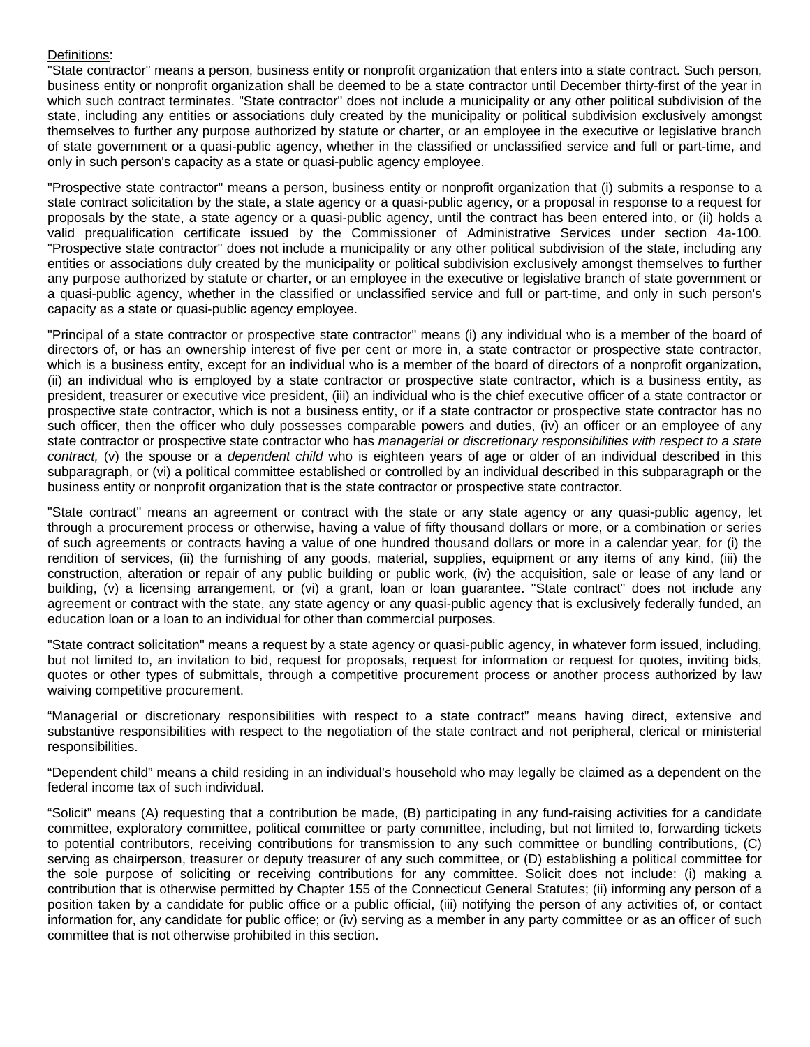Definitions:

"State contractor" means a person, business entity or nonprofit organization that enters into a state contract. Such person, business entity or nonprofit organization shall be deemed to be a state contractor until December thirty-first of the year in which such contract terminates. "State contractor" does not include a municipality or any other political subdivision of the state, including any entities or associations duly created by the municipality or political subdivision exclusively amongst themselves to further any purpose authorized by statute or charter, or an employee in the executive or legislative branch of state government or a quasi-public agency, whether in the classified or unclassified service and full or part-time, and only in such person's capacity as a state or quasi-public agency employee.

"Prospective state contractor" means a person, business entity or nonprofit organization that (i) submits a response to a state contract solicitation by the state, a state agency or a quasi-public agency, or a proposal in response to a request for proposals by the state, a state agency or a quasi-public agency, until the contract has been entered into, or (ii) holds a valid prequalification certificate issued by the Commissioner of Administrative Services under section 4a-100. "Prospective state contractor" does not include a municipality or any other political subdivision of the state, including any entities or associations duly created by the municipality or political subdivision exclusively amongst themselves to further any purpose authorized by statute or charter, or an employee in the executive or legislative branch of state government or a quasi-public agency, whether in the classified or unclassified service and full or part-time, and only in such person's capacity as a state or quasi-public agency employee.

"Principal of a state contractor or prospective state contractor" means (i) any individual who is a member of the board of directors of, or has an ownership interest of five per cent or more in, a state contractor or prospective state contractor, which is a business entity, except for an individual who is a member of the board of directors of a nonprofit organization**,** (ii) an individual who is employed by a state contractor or prospective state contractor, which is a business entity, as president, treasurer or executive vice president, (iii) an individual who is the chief executive officer of a state contractor or prospective state contractor, which is not a business entity, or if a state contractor or prospective state contractor has no such officer, then the officer who duly possesses comparable powers and duties, (iv) an officer or an employee of any state contractor or prospective state contractor who has *managerial or discretionary responsibilities with respect to a state contract,* (v) the spouse or a *dependent child* who is eighteen years of age or older of an individual described in this subparagraph, or (vi) a political committee established or controlled by an individual described in this subparagraph or the business entity or nonprofit organization that is the state contractor or prospective state contractor.

"State contract" means an agreement or contract with the state or any state agency or any quasi-public agency, let through a procurement process or otherwise, having a value of fifty thousand dollars or more, or a combination or series of such agreements or contracts having a value of one hundred thousand dollars or more in a calendar year, for (i) the rendition of services, (ii) the furnishing of any goods, material, supplies, equipment or any items of any kind, (iii) the construction, alteration or repair of any public building or public work, (iv) the acquisition, sale or lease of any land or building, (v) a licensing arrangement, or (vi) a grant, loan or loan guarantee. "State contract" does not include any agreement or contract with the state, any state agency or any quasi-public agency that is exclusively federally funded, an education loan or a loan to an individual for other than commercial purposes.

"State contract solicitation" means a request by a state agency or quasi-public agency, in whatever form issued, including, but not limited to, an invitation to bid, request for proposals, request for information or request for quotes, inviting bids, quotes or other types of submittals, through a competitive procurement process or another process authorized by law waiving competitive procurement.

"Managerial or discretionary responsibilities with respect to a state contract" means having direct, extensive and substantive responsibilities with respect to the negotiation of the state contract and not peripheral, clerical or ministerial responsibilities.

"Dependent child" means a child residing in an individual's household who may legally be claimed as a dependent on the federal income tax of such individual.

"Solicit" means (A) requesting that a contribution be made, (B) participating in any fund-raising activities for a candidate committee, exploratory committee, political committee or party committee, including, but not limited to, forwarding tickets to potential contributors, receiving contributions for transmission to any such committee or bundling contributions, (C) serving as chairperson, treasurer or deputy treasurer of any such committee, or (D) establishing a political committee for the sole purpose of soliciting or receiving contributions for any committee. Solicit does not include: (i) making a contribution that is otherwise permitted by Chapter 155 of the Connecticut General Statutes; (ii) informing any person of a position taken by a candidate for public office or a public official, (iii) notifying the person of any activities of, or contact information for, any candidate for public office; or (iv) serving as a member in any party committee or as an officer of such committee that is not otherwise prohibited in this section.